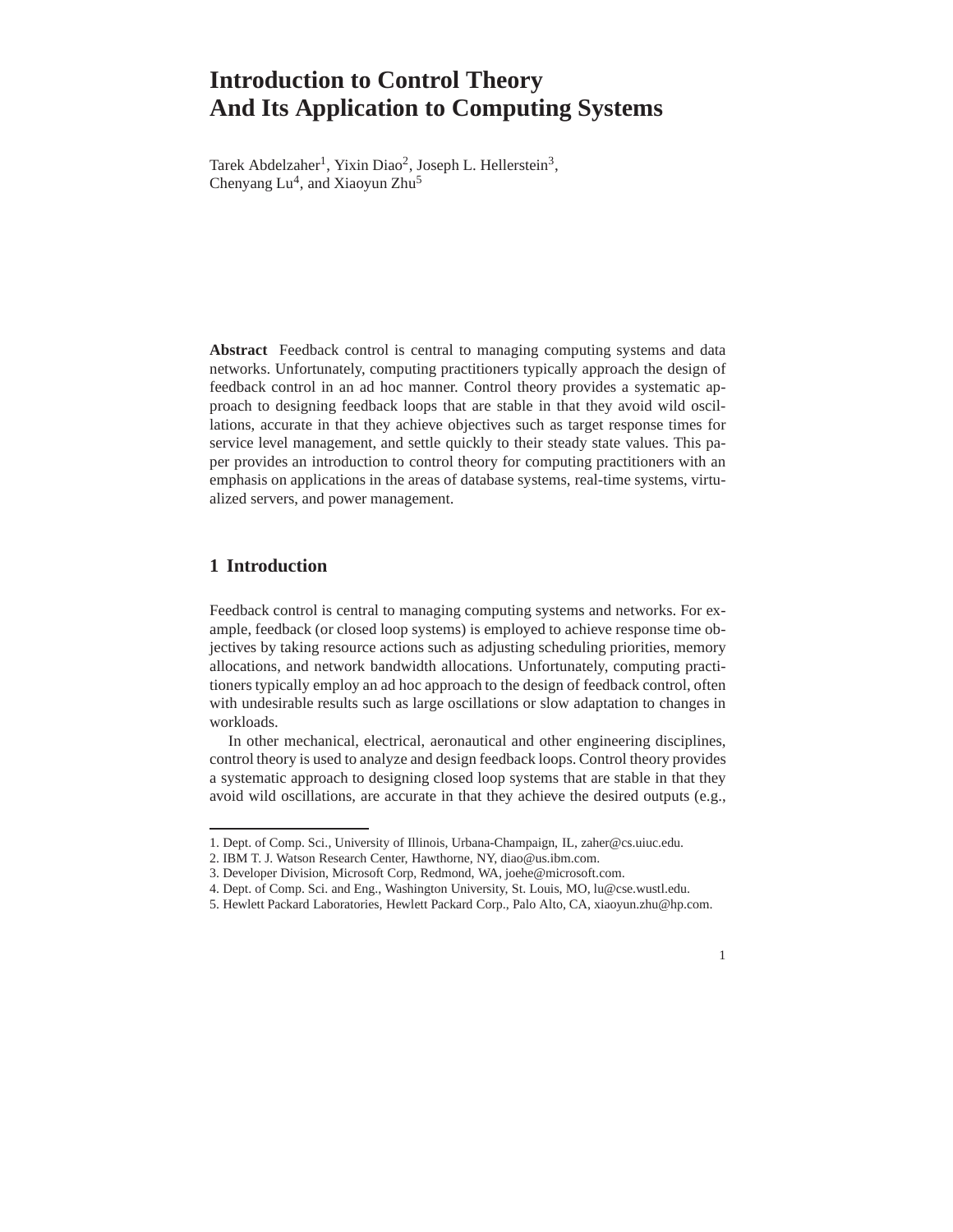# Introduction to Control Theory And Its Application to Computing Systems

Tarek Abdelzaher[1], Yixin Diao[2], Joseph L. Hellerstein[3], Chenyang Lu[4], and Xiaoyun Zhu[5]

**Abstract** Feedback control is central to managing computing systems and data networks. Unfortunately, computing practitioners typically approach the design of feedback control in an ad hoc manner. Control theory provides a systematic approach to designing feedback loops that are stable in that they avoid wild oscillations, accurate in that they achieve objectives such as target response times for service level management, and settle quickly to their steady state values. This paper provides an introduction to control theory for computing practitioners with an emphasis on applications in the areas of database systems, real-time systems, virtualized servers, and power management.

## 1 Introduction

Feedback control is central to managing computing systems and networks. For example, feedback (or closed loop systems) is employed to achieve response time objectives by taking resource actions such as adjusting scheduling priorities, memory allocations, and network bandwidth allocations. Unfortunately, computing practitioners typically employ an ad hoc approach to the design of feedback control, often with undesirable results such as large oscillations or slow adaptation to changes in workloads.

In other mechanical, electrical, aeronautical and other engineering disciplines, control theory is used to analyze and design feedback loops. Control theory provides a systematic approach to designing closed loop systems that are stable in that they avoid wild oscillations, are accurate in that they achieve the desired outputs (e.g.,

---

1. Dept. of Comp. Sci., University of Illinois, Urbana-Champaign, IL, zaher@cs.uiuc.edu.
2. IBM T. J. Watson Research Center, Hawthorne, NY, diao@us.ibm.com.
3. Developer Division, Microsoft Corp, Redmond, WA, joehe@microsoft.com.
4. Dept. of Comp. Sci. and Eng., Washington University, St. Louis, MO, lu@cse.wustl.edu.
5. Hewlett Packard Laboratories, Hewlett Packard Corp., Palo Alto, CA, xiaoyun.zhu@hp.com.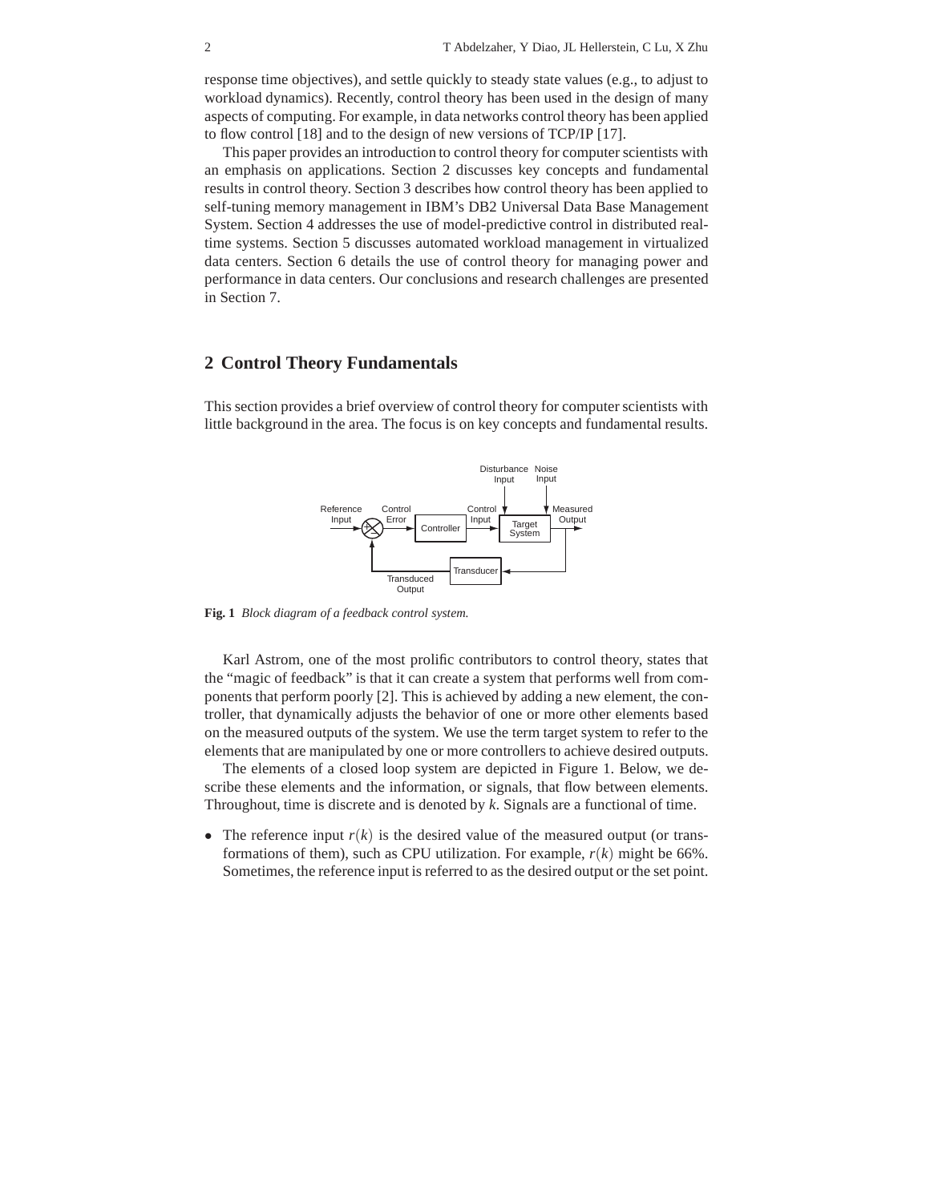response time objectives), and settle quickly to steady state values (e.g., to adjust to workload dynamics). Recently, control theory has been used in the design of many aspects of computing. For example, in data networks control theory has been applied to flow control [18] and to the design of new versions of TCP/IP [17].

This paper provides an introduction to control theory for computer scientists with an emphasis on applications. Section 2 discusses key concepts and fundamental results in control theory. Section 3 describes how control theory has been applied to self-tuning memory management in IBM's DB2 Universal Data Base Management System. Section 4 addresses the use of model-predictive control in distributed real-time systems. Section 5 discusses automated workload management in virtualized data centers. Section 6 details the use of control theory for managing power and performance in data centers. Our conclusions and research challenges are presented in Section 7.

## 2 Control Theory Fundamentals

This section provides a brief overview of control theory for computer scientists with little background in the area. The focus is on key concepts and fundamental results.

**Fig. 1** *Block diagram of a feedback control system.*

Karl Astrom, one of the most prolific contributors to control theory, states that the "magic of feedback" is that it can create a system that performs well from components that perform poorly [2]. This is achieved by adding a new element, the controller, that dynamically adjusts the behavior of one or more other elements based on the measured outputs of the system. We use the term target system to refer to the elements that are manipulated by one or more controllers to achieve desired outputs.

The elements of a closed loop system are depicted in Figure 1. Below, we describe these elements and the information, or signals, that flow between elements. Throughout, time is discrete and is denoted by $k$. Signals are a functional of time.

- The reference input $r(k)$ is the desired value of the measured output (or transformations of them), such as CPU utilization. For example, $r(k)$ might be 66%. Sometimes, the reference input is referred to as the desired output or the set point.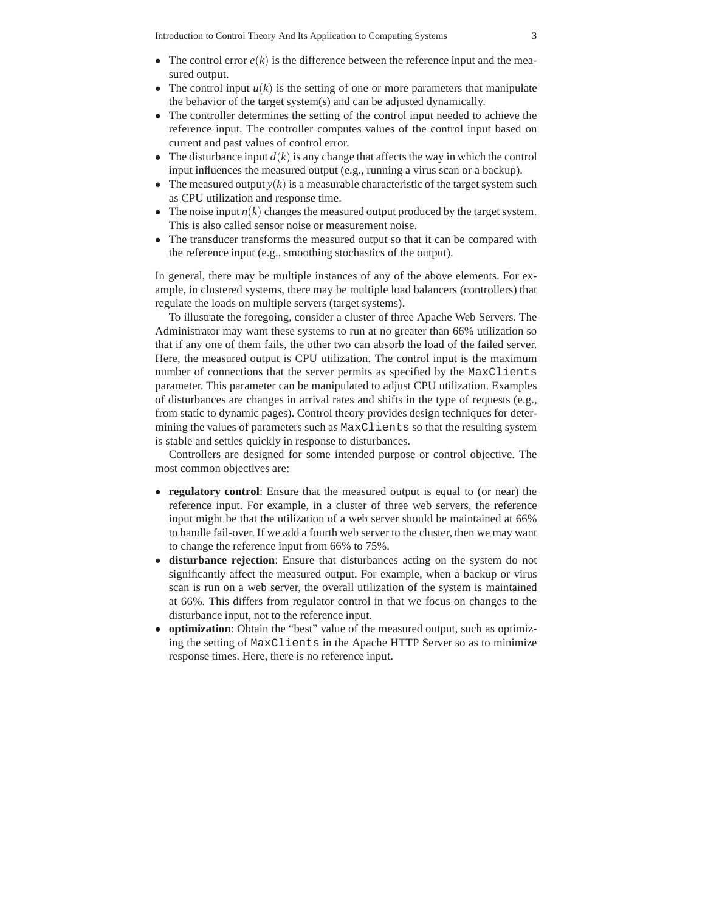- The control error $e(k)$ is the difference between the reference input and the measured output.
- The control input $u(k)$ is the setting of one or more parameters that manipulate the behavior of the target system(s) and can be adjusted dynamically.
- The controller determines the setting of the control input needed to achieve the reference input. The controller computes values of the control input based on current and past values of control error.
- The disturbance input $d(k)$ is any change that affects the way in which the control input influences the measured output (e.g., running a virus scan or a backup).
- The measured output $y(k)$ is a measurable characteristic of the target system such as CPU utilization and response time.
- The noise input $n(k)$ changes the measured output produced by the target system. This is also called sensor noise or measurement noise.
- The transducer transforms the measured output so that it can be compared with the reference input (e.g., smoothing stochastics of the output).

In general, there may be multiple instances of any of the above elements. For example, in clustered systems, there may be multiple load balancers (controllers) that regulate the loads on multiple servers (target systems).

To illustrate the foregoing, consider a cluster of three Apache Web Servers. The Administrator may want these systems to run at no greater than 66% utilization so that if any one of them fails, the other two can absorb the load of the failed server. Here, the measured output is CPU utilization. The control input is the maximum number of connections that the server permits as specified by the `MaxClients` parameter. This parameter can be manipulated to adjust CPU utilization. Examples of disturbances are changes in arrival rates and shifts in the type of requests (e.g., from static to dynamic pages). Control theory provides design techniques for determining the values of parameters such as `MaxClients` so that the resulting system is stable and settles quickly in response to disturbances.

Controllers are designed for some intended purpose or control objective. The most common objectives are:

- **regulatory control**: Ensure that the measured output is equal to (or near) the reference input. For example, in a cluster of three web servers, the reference input might be that the utilization of a web server should be maintained at 66% to handle fail-over. If we add a fourth web server to the cluster, then we may want to change the reference input from 66% to 75%.
- **disturbance rejection**: Ensure that disturbances acting on the system do not significantly affect the measured output. For example, when a backup or virus scan is run on a web server, the overall utilization of the system is maintained at 66%. This differs from regulator control in that we focus on changes to the disturbance input, not to the reference input.
- **optimization**: Obtain the "best" value of the measured output, such as optimizing the setting of `MaxClients` in the Apache HTTP Server so as to minimize response times. Here, there is no reference input.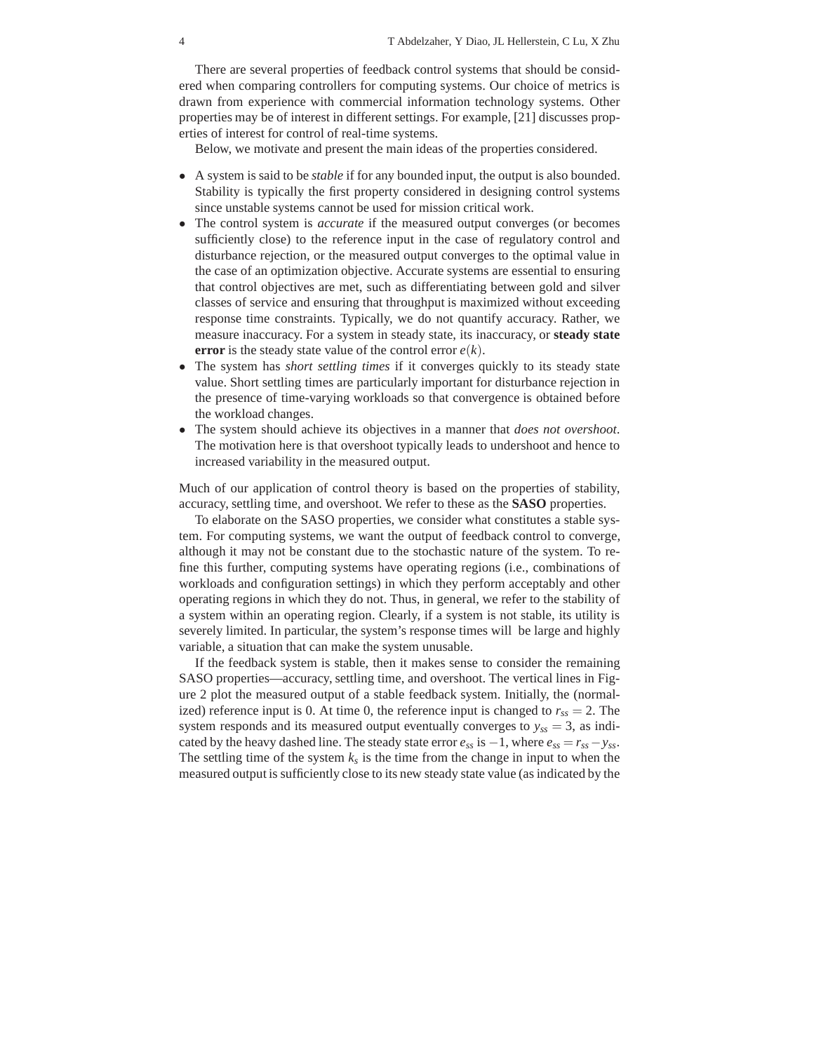There are several properties of feedback control systems that should be considered when comparing controllers for computing systems. Our choice of metrics is drawn from experience with commercial information technology systems. Other properties may be of interest in different settings. For example, [21] discusses properties of interest for control of real-time systems.

Below, we motivate and present the main ideas of the properties considered.

- A system is said to be *stable* if for any bounded input, the output is also bounded. Stability is typically the first property considered in designing control systems since unstable systems cannot be used for mission critical work.
- The control system is *accurate* if the measured output converges (or becomes sufficiently close) to the reference input in the case of regulatory control and disturbance rejection, or the measured output converges to the optimal value in the case of an optimization objective. Accurate systems are essential to ensuring that control objectives are met, such as differentiating between gold and silver classes of service and ensuring that throughput is maximized without exceeding response time constraints. Typically, we do not quantify accuracy. Rather, we measure inaccuracy. For a system in steady state, its inaccuracy, or **steady state error** is the steady state value of the control error $e(k)$.
- The system has *short settling times* if it converges quickly to its steady state value. Short settling times are particularly important for disturbance rejection in the presence of time-varying workloads so that convergence is obtained before the workload changes.
- The system should achieve its objectives in a manner that *does not overshoot*. The motivation here is that overshoot typically leads to undershoot and hence to increased variability in the measured output.

Much of our application of control theory is based on the properties of stability, accuracy, settling time, and overshoot. We refer to these as the **SASO** properties.

To elaborate on the SASO properties, we consider what constitutes a stable system. For computing systems, we want the output of feedback control to converge, although it may not be constant due to the stochastic nature of the system. To refine this further, computing systems have operating regions (i.e., combinations of workloads and configuration settings) in which they perform acceptably and other operating regions in which they do not. Thus, in general, we refer to the stability of a system within an operating region. Clearly, if a system is not stable, its utility is severely limited. In particular, the system's response times will be large and highly variable, a situation that can make the system unusable.

If the feedback system is stable, then it makes sense to consider the remaining SASO properties—accuracy, settling time, and overshoot. The vertical lines in Figure 2 plot the measured output of a stable feedback system. Initially, the (normalized) reference input is 0. At time 0, the reference input is changed to $r_{ss} = 2$. The system responds and its measured output eventually converges to $y_{ss} = 3$, as indicated by the heavy dashed line. The steady state error $e_{ss}$ is $-1$, where $e_{ss} = r_{ss} - y_{ss}$. The settling time of the system $k_s$ is the time from the change in input to when the measured output is sufficiently close to its new steady state value (as indicated by the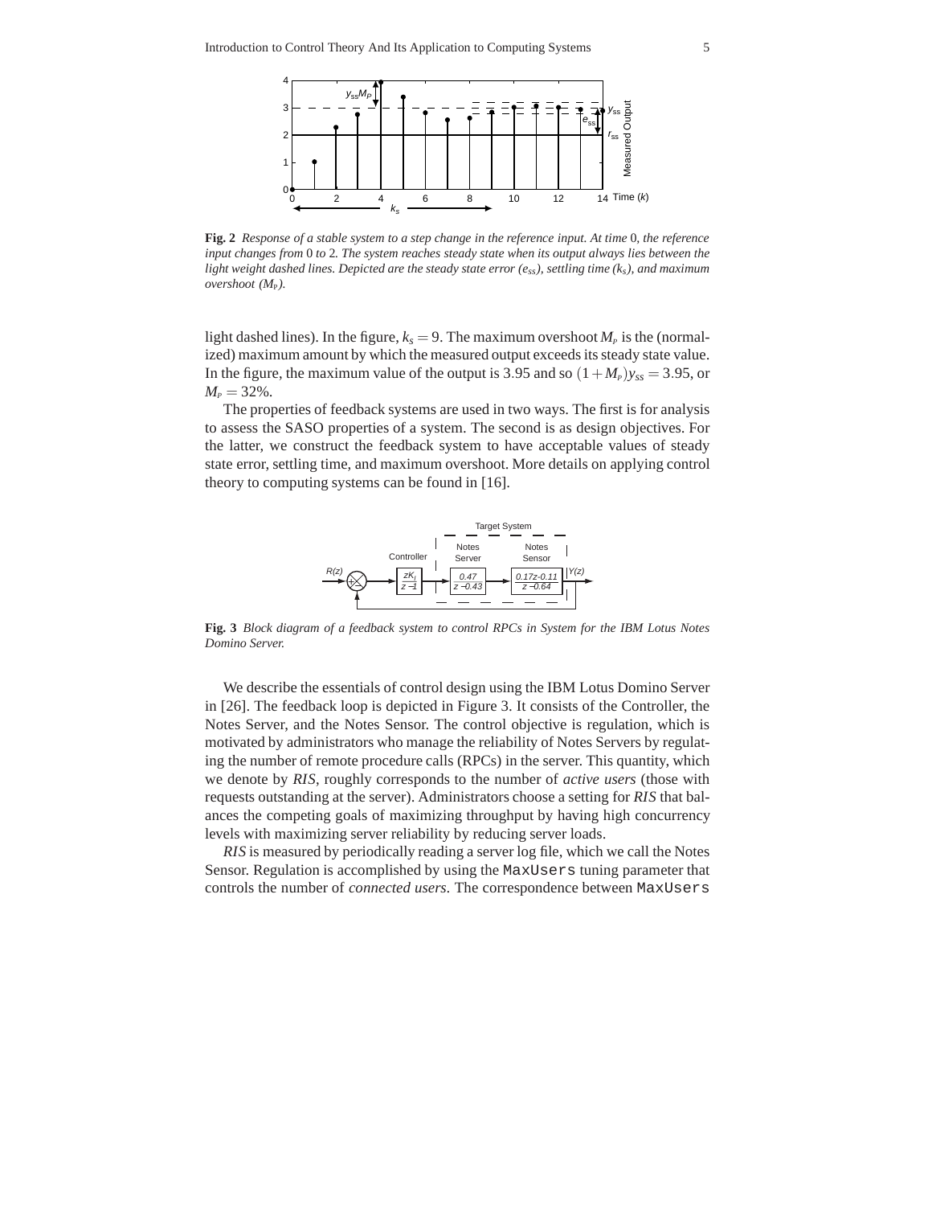**Fig. 2** *Response of a stable system to a step change in the reference input. At time* 0*, the reference input changes from* 0 *to* 2*. The system reaches steady state when its output always lies between the light weight dashed lines. Depicted are the steady state error ($e_{ss}$), settling time ($k_s$), and maximum overshoot ($M_P$).*

light dashed lines). In the figure, $k_s = 9$. The maximum overshoot $M_P$ is the (normalized) maximum amount by which the measured output exceeds its steady state value. In the figure, the maximum value of the output is 3.95 and so $(1+M_P)y_{ss} = 3.95$, or $M_P = 32\%$.

The properties of feedback systems are used in two ways. The first is for analysis to assess the SASO properties of a system. The second is as design objectives. For the latter, we construct the feedback system to have acceptable values of steady state error, settling time, and maximum overshoot. More details on applying control theory to computing systems can be found in [16].

**Fig. 3** *Block diagram of a feedback system to control RPCs in System for the IBM Lotus Notes Domino Server.*

We describe the essentials of control design using the IBM Lotus Domino Server in [26]. The feedback loop is depicted in Figure 3. It consists of the Controller, the Notes Server, and the Notes Sensor. The control objective is regulation, which is motivated by administrators who manage the reliability of Notes Servers by regulating the number of remote procedure calls (RPCs) in the server. This quantity, which we denote by *RIS*, roughly corresponds to the number of *active users* (those with requests outstanding at the server). Administrators choose a setting for *RIS* that balances the competing goals of maximizing throughput by having high concurrency levels with maximizing server reliability by reducing server loads.

*RIS* is measured by periodically reading a server log file, which we call the Notes Sensor. Regulation is accomplished by using the `MaxUsers` tuning parameter that controls the number of *connected users*. The correspondence between `MaxUsers`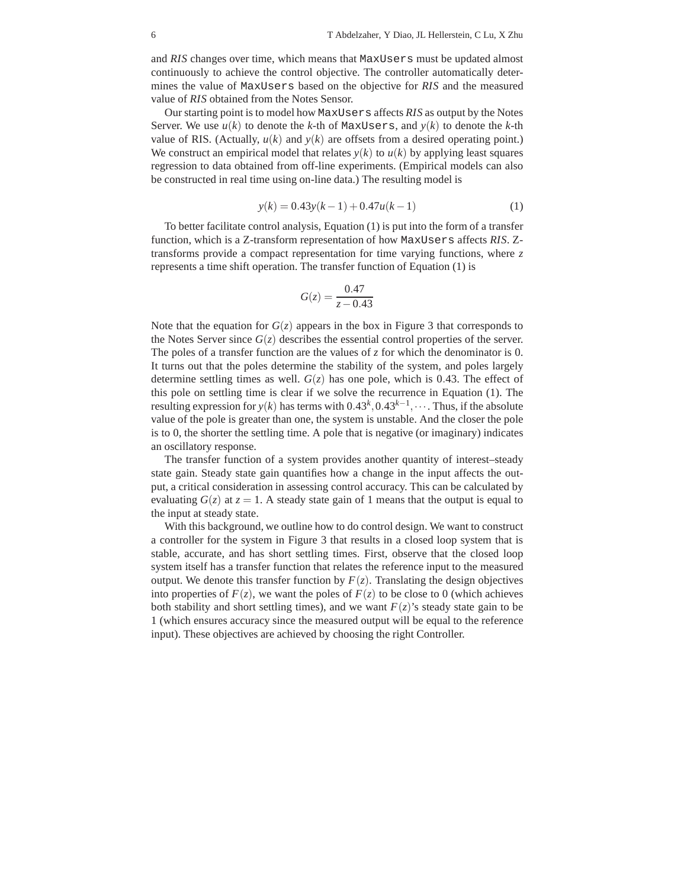and *RIS* changes over time, which means that `MaxUsers` must be updated almost continuously to achieve the control objective. The controller automatically determines the value of `MaxUsers` based on the objective for *RIS* and the measured value of *RIS* obtained from the Notes Sensor.

Our starting point is to model how `MaxUsers` affects *RIS* as output by the Notes Server. We use $u(k)$ to denote the $k$-th of `MaxUsers`, and $y(k)$ to denote the $k$-th value of RIS. (Actually, $u(k)$ and $y(k)$ are offsets from a desired operating point.) We construct an empirical model that relates $y(k)$ to $u(k)$ by applying least squares regression to data obtained from off-line experiments. (Empirical models can also be constructed in real time using on-line data.) The resulting model is

$$y(k) = 0.43y(k-1) + 0.47u(k-1) \tag{1}$$

To better facilitate control analysis, Equation (1) is put into the form of a transfer function, which is a Z-transform representation of how `MaxUsers` affects *RIS*. Z-transforms provide a compact representation for time varying functions, where $z$ represents a time shift operation. The transfer function of Equation (1) is

$$G(z) = \frac{0.47}{z - 0.43}$$

Note that the equation for $G(z)$ appears in the box in Figure 3 that corresponds to the Notes Server since $G(z)$ describes the essential control properties of the server. The poles of a transfer function are the values of $z$ for which the denominator is 0. It turns out that the poles determine the stability of the system, and poles largely determine settling times as well. $G(z)$ has one pole, which is 0.43. The effect of this pole on settling time is clear if we solve the recurrence in Equation (1). The resulting expression for $y(k)$ has terms with $0.43^k, 0.43^{k-1}, \cdots$. Thus, if the absolute value of the pole is greater than one, the system is unstable. And the closer the pole is to 0, the shorter the settling time. A pole that is negative (or imaginary) indicates an oscillatory response.

The transfer function of a system provides another quantity of interest–steady state gain. Steady state gain quantifies how a change in the input affects the output, a critical consideration in assessing control accuracy. This can be calculated by evaluating $G(z)$ at $z = 1$. A steady state gain of 1 means that the output is equal to the input at steady state.

With this background, we outline how to do control design. We want to construct a controller for the system in Figure 3 that results in a closed loop system that is stable, accurate, and has short settling times. First, observe that the closed loop system itself has a transfer function that relates the reference input to the measured output. We denote this transfer function by $F(z)$. Translating the design objectives into properties of $F(z)$, we want the poles of $F(z)$ to be close to 0 (which achieves both stability and short settling times), and we want $F(z)$'s steady state gain to be 1 (which ensures accuracy since the measured output will be equal to the reference input). These objectives are achieved by choosing the right Controller.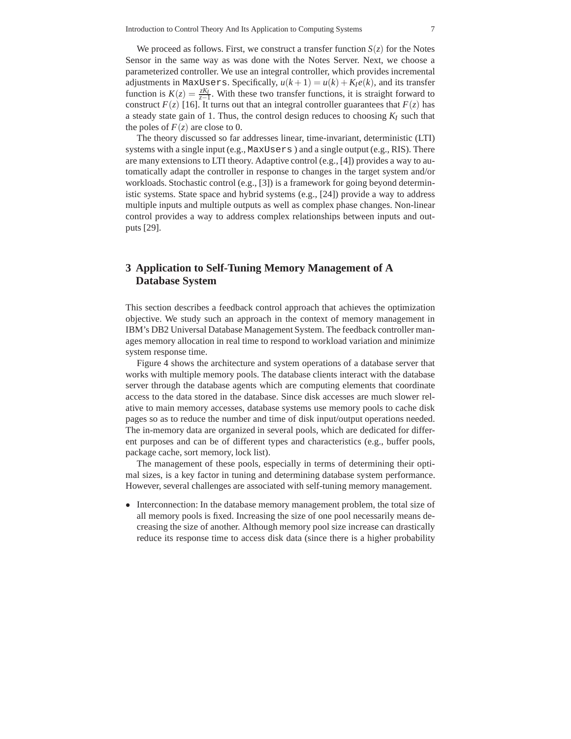We proceed as follows. First, we construct a transfer function $S(z)$ for the Notes Sensor in the same way as was done with the Notes Server. Next, we choose a parameterized controller. We use an integral controller, which provides incremental adjustments in `MaxUsers`. Specifically, $u(k+1) = u(k) + K_I e(k)$, and its transfer function is $K(z) = \frac{zK_I}{z-1}$. With these two transfer functions, it is straight forward to construct $F(z)$ [16]. It turns out that an integral controller guarantees that $F(z)$ has a steady state gain of 1. Thus, the control design reduces to choosing $K_I$ such that the poles of $F(z)$ are close to 0.

The theory discussed so far addresses linear, time-invariant, deterministic (LTI) systems with a single input (e.g., `MaxUsers` ) and a single output (e.g., RIS). There are many extensions to LTI theory. Adaptive control (e.g., [4]) provides a way to automatically adapt the controller in response to changes in the target system and/or workloads. Stochastic control (e.g., [3]) is a framework for going beyond deterministic systems. State space and hybrid systems (e.g., [24]) provide a way to address multiple inputs and multiple outputs as well as complex phase changes. Non-linear control provides a way to address complex relationships between inputs and outputs [29].

## 3 Application to Self-Tuning Memory Management of A Database System

This section describes a feedback control approach that achieves the optimization objective. We study such an approach in the context of memory management in IBM's DB2 Universal Database Management System. The feedback controller manages memory allocation in real time to respond to workload variation and minimize system response time.

Figure 4 shows the architecture and system operations of a database server that works with multiple memory pools. The database clients interact with the database server through the database agents which are computing elements that coordinate access to the data stored in the database. Since disk accesses are much slower relative to main memory accesses, database systems use memory pools to cache disk pages so as to reduce the number and time of disk input/output operations needed. The in-memory data are organized in several pools, which are dedicated for different purposes and can be of different types and characteristics (e.g., buffer pools, package cache, sort memory, lock list).

The management of these pools, especially in terms of determining their optimal sizes, is a key factor in tuning and determining database system performance. However, several challenges are associated with self-tuning memory management.

- Interconnection: In the database memory management problem, the total size of all memory pools is fixed. Increasing the size of one pool necessarily means decreasing the size of another. Although memory pool size increase can drastically reduce its response time to access disk data (since there is a higher probability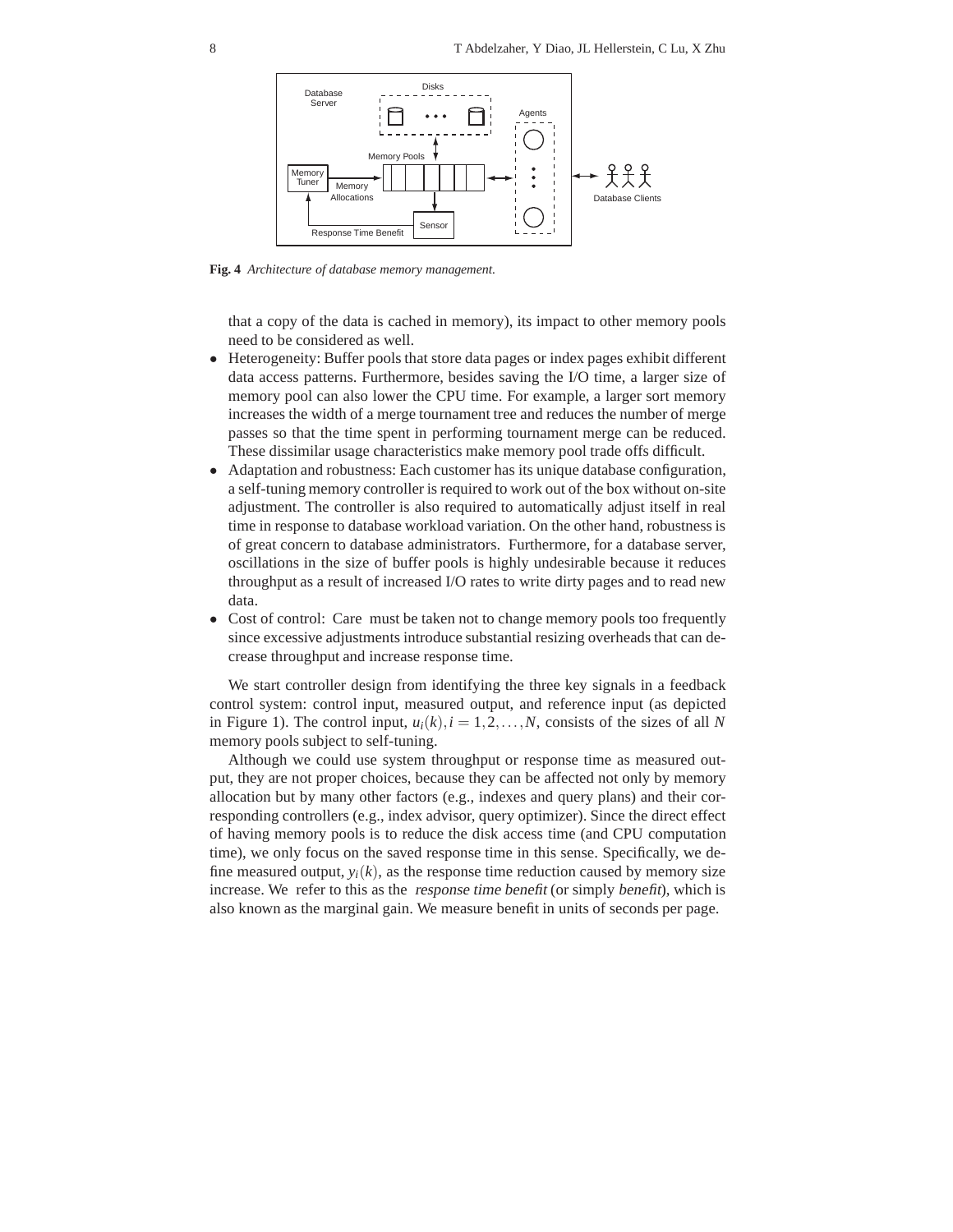Fig. 4 *Architecture of database memory management.*

that a copy of the data is cached in memory), its impact to other memory pools need to be considered as well.

- Heterogeneity: Buffer pools that store data pages or index pages exhibit different data access patterns. Furthermore, besides saving the I/O time, a larger size of memory pool can also lower the CPU time. For example, a larger sort memory increases the width of a merge tournament tree and reduces the number of merge passes so that the time spent in performing tournament merge can be reduced. These dissimilar usage characteristics make memory pool trade offs difficult.
- Adaptation and robustness: Each customer has its unique database configuration, a self-tuning memory controller is required to work out of the box without on-site adjustment. The controller is also required to automatically adjust itself in real time in response to database workload variation. On the other hand, robustness is of great concern to database administrators. Furthermore, for a database server, oscillations in the size of buffer pools is highly undesirable because it reduces throughput as a result of increased I/O rates to write dirty pages and to read new data.
- Cost of control: Care must be taken not to change memory pools too frequently since excessive adjustments introduce substantial resizing overheads that can decrease throughput and increase response time.

We start controller design from identifying the three key signals in a feedback control system: control input, measured output, and reference input (as depicted in Figure 1). The control input, $u_i(k), i = 1, 2, \ldots, N$, consists of the sizes of all $N$ memory pools subject to self-tuning.

Although we could use system throughput or response time as measured output, they are not proper choices, because they can be affected not only by memory allocation but by many other factors (e.g., indexes and query plans) and their corresponding controllers (e.g., index advisor, query optimizer). Since the direct effect of having memory pools is to reduce the disk access time (and CPU computation time), we only focus on the saved response time in this sense. Specifically, we define measured output, $y_i(k)$, as the response time reduction caused by memory size increase. We refer to this as the *response time benefit* (or simply *benefit*), which is also known as the marginal gain. We measure benefit in units of seconds per page.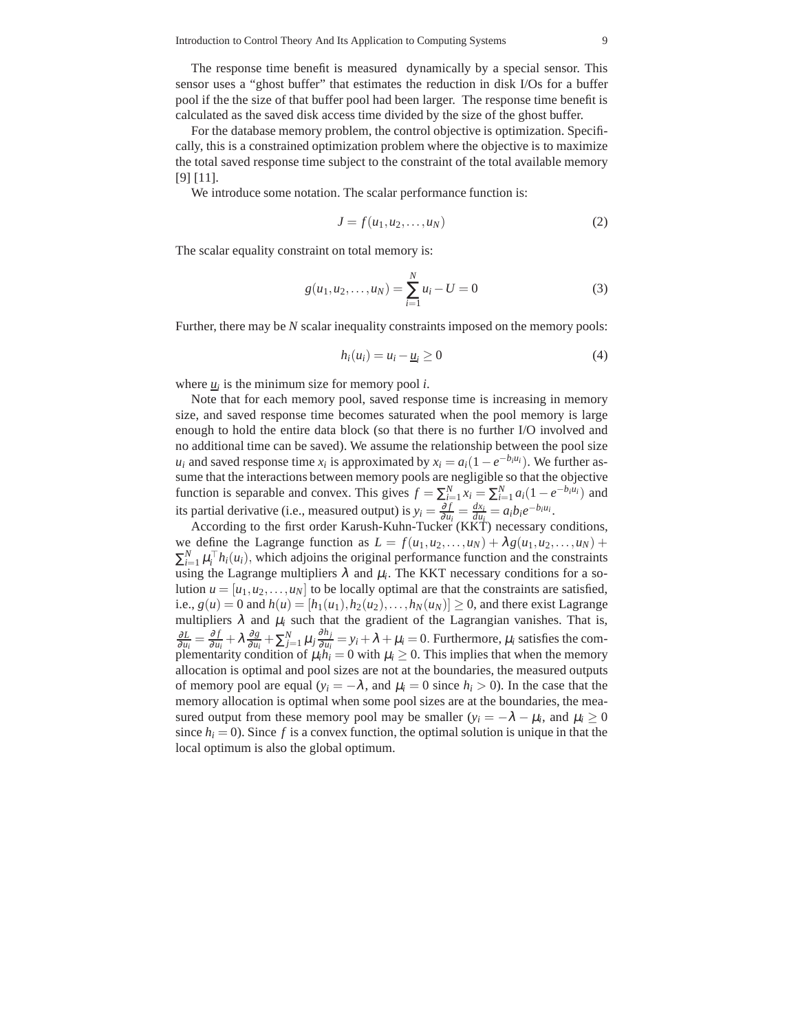The response time benefit is measured dynamically by a special sensor. This sensor uses a "ghost buffer" that estimates the reduction in disk I/Os for a buffer pool if the the size of that buffer pool had been larger. The response time benefit is calculated as the saved disk access time divided by the size of the ghost buffer.

For the database memory problem, the control objective is optimization. Specifically, this is a constrained optimization problem where the objective is to maximize the total saved response time subject to the constraint of the total available memory [9] [11].

We introduce some notation. The scalar performance function is:

$$J = f(u_1, u_2, \ldots, u_N) \tag{2}$$

The scalar equality constraint on total memory is:

$$g(u_1, u_2, \ldots, u_N) = \sum_{i=1}^{N} u_i - U = 0 \tag{3}$$

Further, there may be $N$ scalar inequality constraints imposed on the memory pools:

$$h_i(u_i) = u_i - \underline{u}_i \geq 0 \tag{4}$$

where $\underline{u}_i$ is the minimum size for memory pool $i$.

Note that for each memory pool, saved response time is increasing in memory size, and saved response time becomes saturated when the pool memory is large enough to hold the entire data block (so that there is no further I/O involved and no additional time can be saved). We assume the relationship between the pool size $u_i$ and saved response time $x_i$ is approximated by $x_i = a_i(1 - e^{-b_i u_i})$. We further assume that the interactions between memory pools are negligible so that the objective function is separable and convex. This gives $f = \sum_{i=1}^{N} x_i = \sum_{i=1}^{N} a_i(1 - e^{-b_i u_i})$ and its partial derivative (i.e., measured output) is $y_i = \frac{\partial f}{\partial u_i} = \frac{dx_i}{du_i} = a_i b_i e^{-b_i u_i}$.

According to the first order Karush-Kuhn-Tucker (KKT) necessary conditions, we define the Lagrange function as $L = f(u_1, u_2, \ldots, u_N) + \lambda g(u_1, u_2, \ldots, u_N) + \sum_{i=1}^{N} \mu_i^\top h_i(u_i)$, which adjoins the original performance function and the constraints using the Lagrange multipliers $\lambda$ and $\mu_i$. The KKT necessary conditions for a solution $u = [u_1, u_2, \ldots, u_N]$ to be locally optimal are that the constraints are satisfied, i.e., $g(u) = 0$ and $h(u) = [h_1(u_1), h_2(u_2), \ldots, h_N(u_N)] \geq 0$, and there exist Lagrange multipliers $\lambda$ and $\mu_i$ such that the gradient of the Lagrangian vanishes. That is, $\frac{\partial L}{\partial u_i} = \frac{\partial f}{\partial u_i} + \lambda \frac{\partial g}{\partial u_i} + \sum_{j=1}^{N} \mu_j \frac{\partial h_j}{\partial u_i} = y_i + \lambda + \mu_i = 0$. Furthermore, $\mu_i$ satisfies the complementarity condition of $\mu_i h_i = 0$ with $\mu_i \geq 0$. This implies that when the memory allocation is optimal and pool sizes are not at the boundaries, the measured outputs of memory pool are equal ($y_i = -\lambda$, and $\mu_i = 0$ since $h_i > 0$). In the case that the memory allocation is optimal when some pool sizes are at the boundaries, the measured output from these memory pool may be smaller ($y_i = -\lambda - \mu_i$, and $\mu_i \geq 0$ since $h_i = 0$). Since $f$ is a convex function, the optimal solution is unique in that the local optimum is also the global optimum.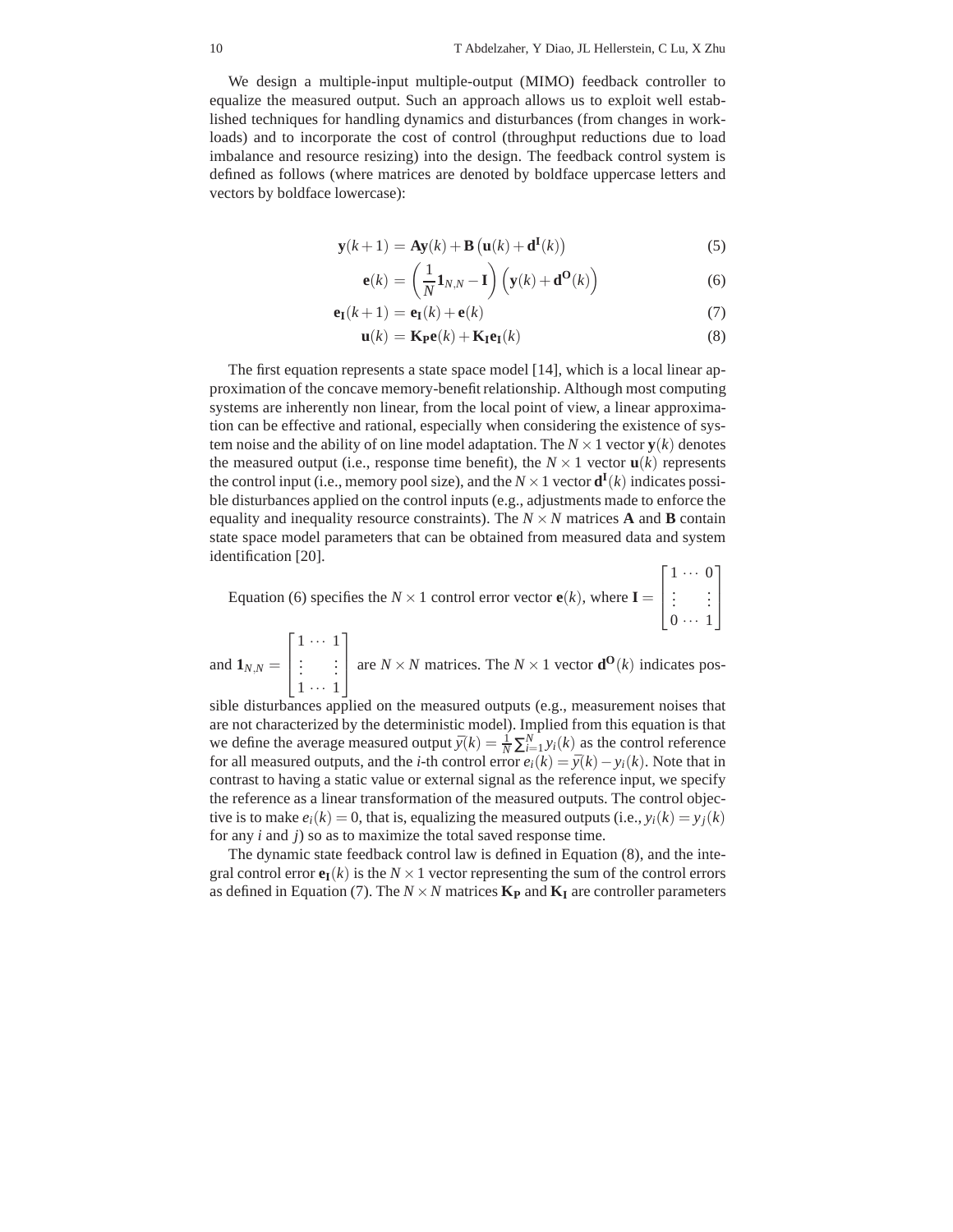We design a multiple-input multiple-output (MIMO) feedback controller to equalize the measured output. Such an approach allows us to exploit well established techniques for handling dynamics and disturbances (from changes in workloads) and to incorporate the cost of control (throughput reductions due to load imbalance and resource resizing) into the design. The feedback control system is defined as follows (where matrices are denoted by boldface uppercase letters and vectors by boldface lowercase):

$$\mathbf{y}(k+1) = \mathbf{A}\mathbf{y}(k) + \mathbf{B}\left(\mathbf{u}(k) + \mathbf{d^I}(k)\right) \tag{5}$$

$$\mathbf{e}(k) = \left(\frac{1}{N}\mathbf{1}_{N,N} - \mathbf{I}\right)\left(\mathbf{y}(k) + \mathbf{d^O}(k)\right) \tag{6}$$

$$\mathbf{e_I}(k+1) = \mathbf{e_I}(k) + \mathbf{e}(k) \tag{7}$$

$$\mathbf{u}(k) = \mathbf{K_P}\mathbf{e}(k) + \mathbf{K_I}\mathbf{e_I}(k) \tag{8}$$

The first equation represents a state space model [14], which is a local linear approximation of the concave memory-benefit relationship. Although most computing systems are inherently non linear, from the local point of view, a linear approximation can be effective and rational, especially when considering the existence of system noise and the ability of on line model adaptation. The $N \times 1$ vector $\mathbf{y}(k)$ denotes the measured output (i.e., response time benefit), the $N \times 1$ vector $\mathbf{u}(k)$ represents the control input (i.e., memory pool size), and the $N \times 1$ vector $\mathbf{d^I}(k)$ indicates possible disturbances applied on the control inputs (e.g., adjustments made to enforce the equality and inequality resource constraints). The $N \times N$ matrices $\mathbf{A}$ and $\mathbf{B}$ contain state space model parameters that can be obtained from measured data and system identification [20].

Equation (6) specifies the $N \times 1$ control error vector $\mathbf{e}(k)$, where $\mathbf{I} = \begin{bmatrix} 1 & \cdots & 0 \\ \vdots & & \vdots \\ 0 & \cdots & 1 \end{bmatrix}$ and $\mathbf{1}_{N,N} = \begin{bmatrix} 1 & \cdots & 1 \\ \vdots & & \vdots \\ 1 & \cdots & 1 \end{bmatrix}$ are $N \times N$ matrices. The $N \times 1$ vector $\mathbf{d^O}(k)$ indicates possible disturbances applied on the measured outputs (e.g., measurement noises that are not characterized by the deterministic model). Implied from this equation is that we define the average measured output $\bar{y}(k) = \frac{1}{N}\sum_{i=1}^{N} y_i(k)$ as the control reference for all measured outputs, and the $i$-th control error $e_i(k) = \bar{y}(k) - y_i(k)$. Note that in contrast to having a static value or external signal as the reference input, we specify the reference as a linear transformation of the measured outputs. The control objective is to make $e_i(k) = 0$, that is, equalizing the measured outputs (i.e., $y_i(k) = y_j(k)$ for any $i$ and $j$) so as to maximize the total saved response time.

The dynamic state feedback control law is defined in Equation (8), and the integral control error $\mathbf{e_I}(k)$ is the $N \times 1$ vector representing the sum of the control errors as defined in Equation (7). The $N \times N$ matrices $\mathbf{K_P}$ and $\mathbf{K_I}$ are controller parameters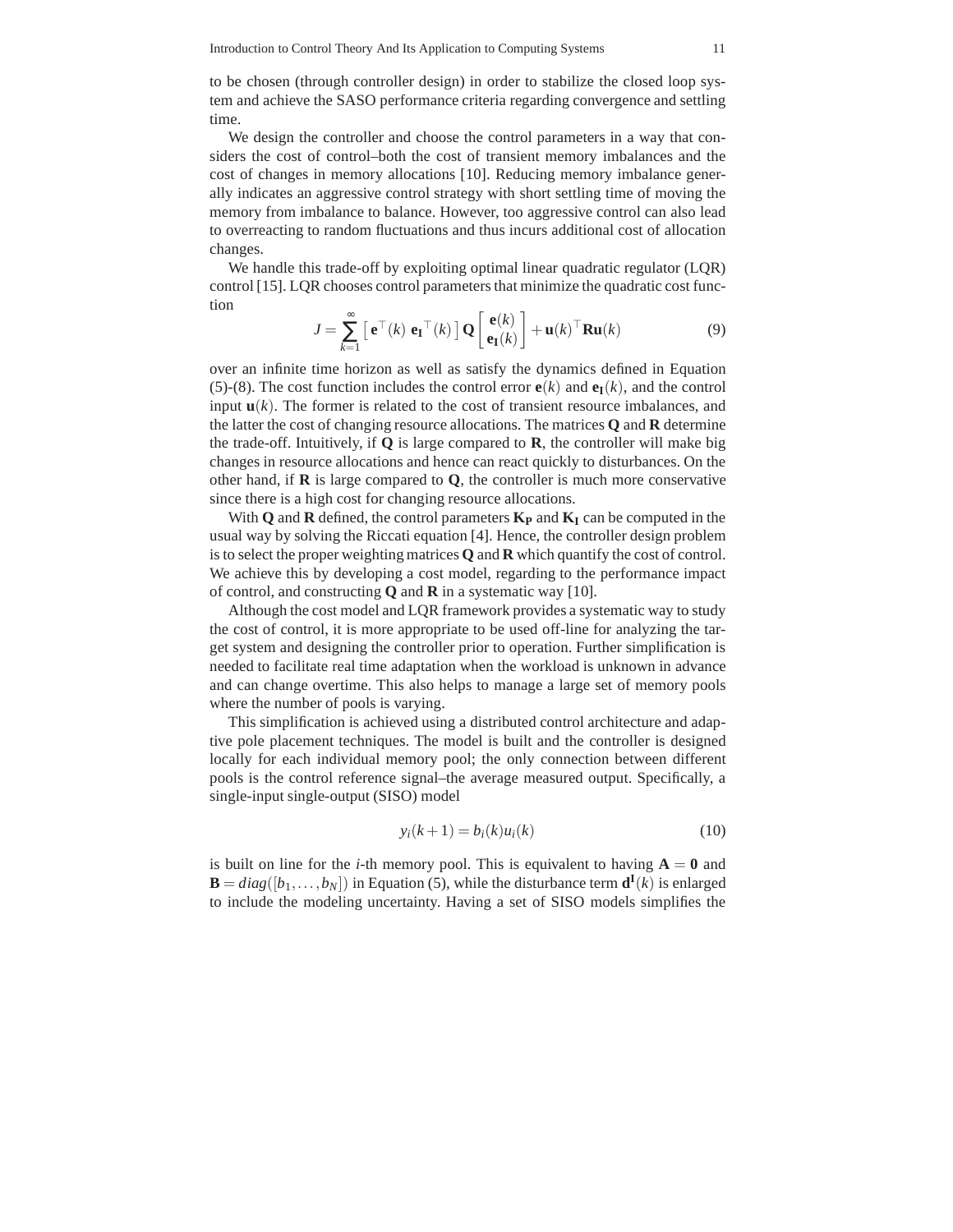to be chosen (through controller design) in order to stabilize the closed loop system and achieve the SASO performance criteria regarding convergence and settling time.

We design the controller and choose the control parameters in a way that considers the cost of control–both the cost of transient memory imbalances and the cost of changes in memory allocations [10]. Reducing memory imbalance generally indicates an aggressive control strategy with short settling time of moving the memory from imbalance to balance. However, too aggressive control can also lead to overreacting to random fluctuations and thus incurs additional cost of allocation changes.

We handle this trade-off by exploiting optimal linear quadratic regulator (LQR) control [15]. LQR chooses control parameters that minimize the quadratic cost function

$$J = \sum_{k=1}^{\infty} \left[ \mathbf{e}^{\top}(k) \ \mathbf{e_I}^{\top}(k) \right] \mathbf{Q} \begin{bmatrix} \mathbf{e}(k) \\ \mathbf{e_I}(k) \end{bmatrix} + \mathbf{u}(k)^{\top} \mathbf{R} \mathbf{u}(k) \tag{9}$$

over an infinite time horizon as well as satisfy the dynamics defined in Equation (5)-(8). The cost function includes the control error $\mathbf{e}(k)$ and $\mathbf{e_I}(k)$, and the control input $\mathbf{u}(k)$. The former is related to the cost of transient resource imbalances, and the latter the cost of changing resource allocations. The matrices $\mathbf{Q}$ and $\mathbf{R}$ determine the trade-off. Intuitively, if $\mathbf{Q}$ is large compared to $\mathbf{R}$, the controller will make big changes in resource allocations and hence can react quickly to disturbances. On the other hand, if $\mathbf{R}$ is large compared to $\mathbf{Q}$, the controller is much more conservative since there is a high cost for changing resource allocations.

With $\mathbf{Q}$ and $\mathbf{R}$ defined, the control parameters $\mathbf{K_P}$ and $\mathbf{K_I}$ can be computed in the usual way by solving the Riccati equation [4]. Hence, the controller design problem is to select the proper weighting matrices $\mathbf{Q}$ and $\mathbf{R}$ which quantify the cost of control. We achieve this by developing a cost model, regarding to the performance impact of control, and constructing $\mathbf{Q}$ and $\mathbf{R}$ in a systematic way [10].

Although the cost model and LQR framework provides a systematic way to study the cost of control, it is more appropriate to be used off-line for analyzing the target system and designing the controller prior to operation. Further simplification is needed to facilitate real time adaptation when the workload is unknown in advance and can change overtime. This also helps to manage a large set of memory pools where the number of pools is varying.

This simplification is achieved using a distributed control architecture and adaptive pole placement techniques. The model is built and the controller is designed locally for each individual memory pool; the only connection between different pools is the control reference signal–the average measured output. Specifically, a single-input single-output (SISO) model

$$y_i(k+1) = b_i(k)u_i(k) \tag{10}$$

is built on line for the $i$-th memory pool. This is equivalent to having $\mathbf{A} = \mathbf{0}$ and $\mathbf{B} = diag([b_1, \ldots, b_N])$ in Equation (5), while the disturbance term $\mathbf{d^I}(k)$ is enlarged to include the modeling uncertainty. Having a set of SISO models simplifies the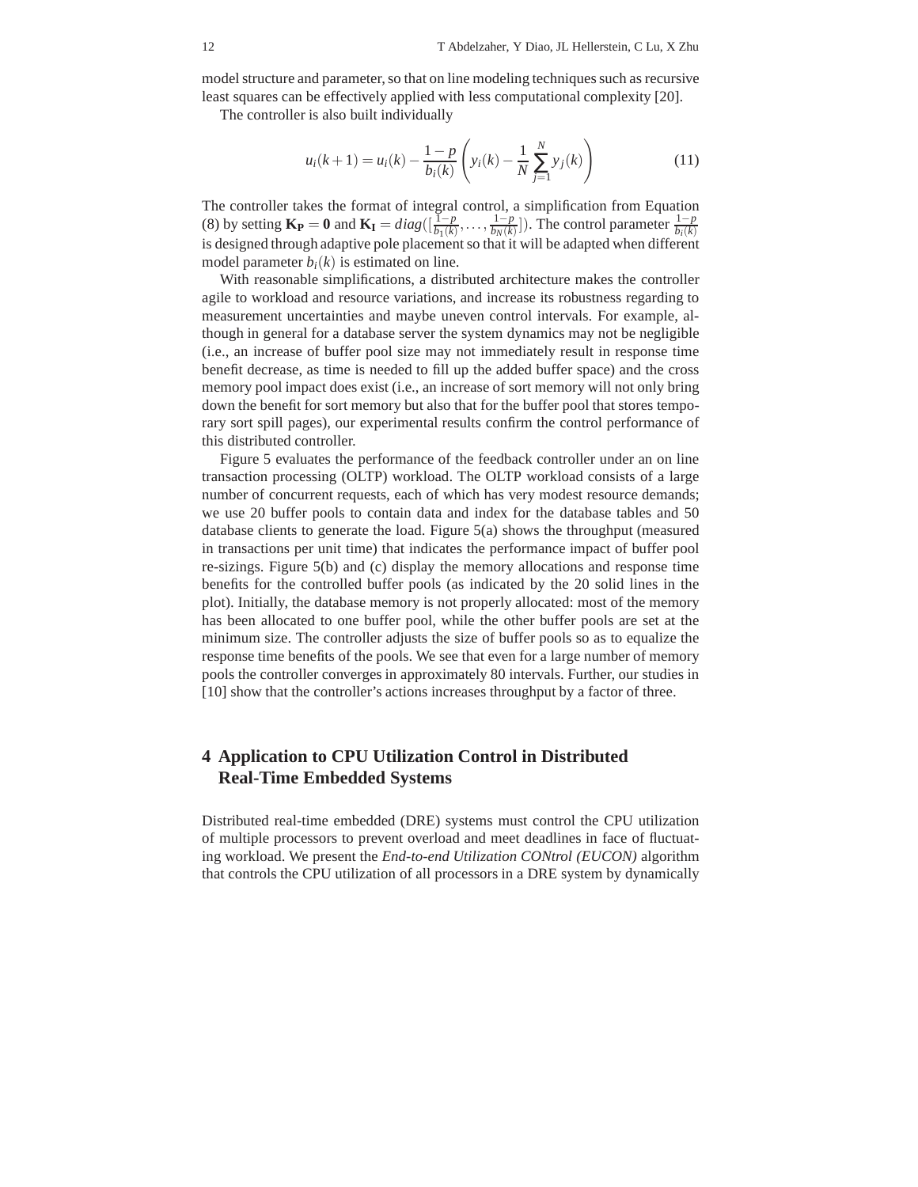model structure and parameter, so that on line modeling techniques such as recursive least squares can be effectively applied with less computational complexity [20].

The controller is also built individually

$$u_i(k+1) = u_i(k) - \frac{1-p}{b_i(k)} \left( y_i(k) - \frac{1}{N} \sum_{j=1}^{N} y_j(k) \right) \tag{11}$$

The controller takes the format of integral control, a simplification from Equation (8) by setting $\mathbf{K_P} = \mathbf{0}$ and $\mathbf{K_I} = diag([\frac{1-p}{b_1(k)}, \ldots, \frac{1-p}{b_N(k)}])$. The control parameter $\frac{1-p}{b_i(k)}$ is designed through adaptive pole placement so that it will be adapted when different model parameter $b_i(k)$ is estimated on line.

With reasonable simplifications, a distributed architecture makes the controller agile to workload and resource variations, and increase its robustness regarding to measurement uncertainties and maybe uneven control intervals. For example, although in general for a database server the system dynamics may not be negligible (i.e., an increase of buffer pool size may not immediately result in response time benefit decrease, as time is needed to fill up the added buffer space) and the cross memory pool impact does exist (i.e., an increase of sort memory will not only bring down the benefit for sort memory but also that for the buffer pool that stores temporary sort spill pages), our experimental results confirm the control performance of this distributed controller.

Figure 5 evaluates the performance of the feedback controller under an on line transaction processing (OLTP) workload. The OLTP workload consists of a large number of concurrent requests, each of which has very modest resource demands; we use 20 buffer pools to contain data and index for the database tables and 50 database clients to generate the load. Figure 5(a) shows the throughput (measured in transactions per unit time) that indicates the performance impact of buffer pool re-sizings. Figure 5(b) and (c) display the memory allocations and response time benefits for the controlled buffer pools (as indicated by the 20 solid lines in the plot). Initially, the database memory is not properly allocated: most of the memory has been allocated to one buffer pool, while the other buffer pools are set at the minimum size. The controller adjusts the size of buffer pools so as to equalize the response time benefits of the pools. We see that even for a large number of memory pools the controller converges in approximately 80 intervals. Further, our studies in [10] show that the controller's actions increases throughput by a factor of three.

## 4 Application to CPU Utilization Control in Distributed Real-Time Embedded Systems

Distributed real-time embedded (DRE) systems must control the CPU utilization of multiple processors to prevent overload and meet deadlines in face of fluctuating workload. We present the *End-to-end Utilization CONtrol (EUCON)* algorithm that controls the CPU utilization of all processors in a DRE system by dynamically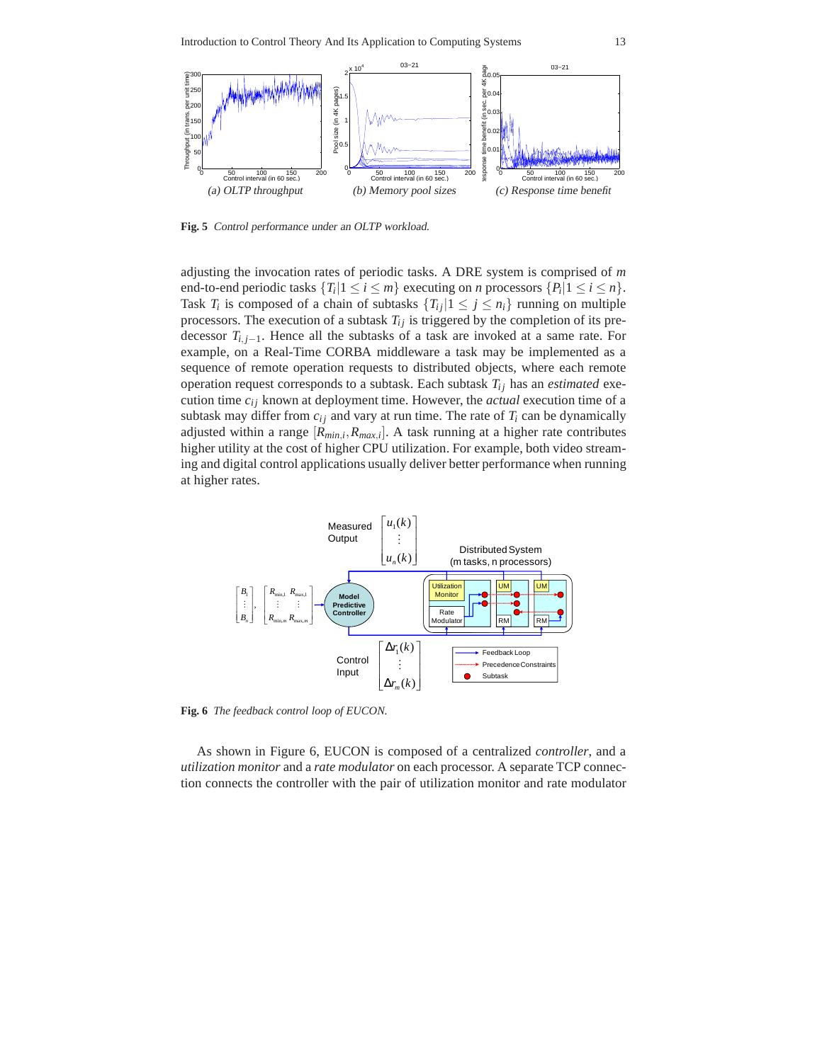(a) OLTP throughput (b) Memory pool sizes (c) Response time benefit

**Fig. 5** *Control performance under an OLTP workload.*

adjusting the invocation rates of periodic tasks. A DRE system is comprised of $m$ end-to-end periodic tasks $\{T_i | 1 \le i \le m\}$ executing on $n$ processors $\{P_i | 1 \le i \le n\}$. Task $T_i$ is composed of a chain of subtasks $\{T_{ij} | 1 \le j \le n_i\}$ running on multiple processors. The execution of a subtask $T_{ij}$ is triggered by the completion of its predecessor $T_{i,j-1}$. Hence all the subtasks of a task are invoked at a same rate. For example, on a Real-Time CORBA middleware a task may be implemented as a sequence of remote operation requests to distributed objects, where each remote operation request corresponds to a subtask. Each subtask $T_{ij}$ has an *estimated* execution time $c_{ij}$ known at deployment time. However, the *actual* execution time of a subtask may differ from $c_{ij}$ and vary at run time. The rate of $T_i$ can be dynamically adjusted within a range $[R_{min,i}, R_{max,i}]$. A task running at a higher rate contributes higher utility at the cost of higher CPU utilization. For example, both video streaming and digital control applications usually deliver better performance when running at higher rates.

**Fig. 6** *The feedback control loop of EUCON.*

As shown in Figure 6, EUCON is composed of a centralized *controller*, and a *utilization monitor* and a *rate modulator* on each processor. A separate TCP connection connects the controller with the pair of utilization monitor and rate modulator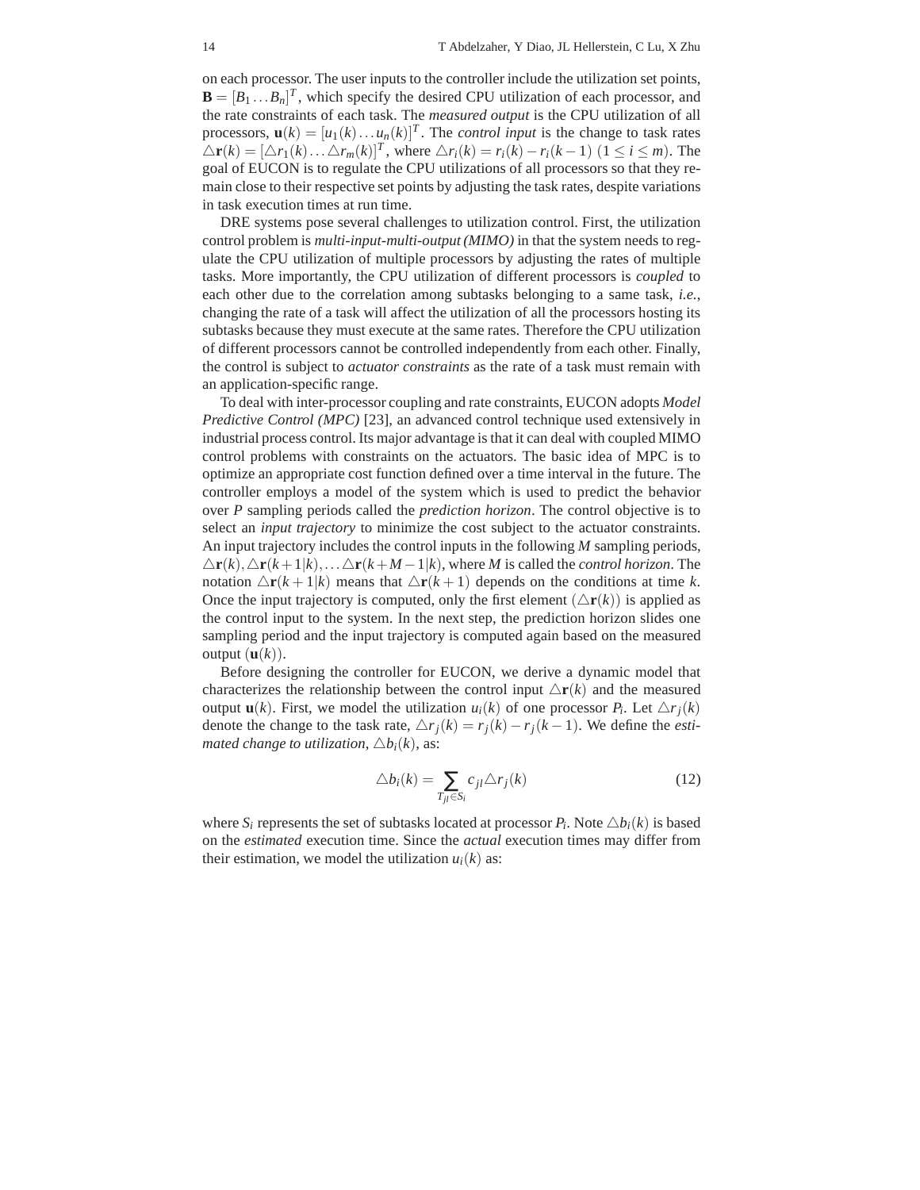on each processor. The user inputs to the controller include the utilization set points, $\mathbf{B} = [B_1 \dots B_n]^T$, which specify the desired CPU utilization of each processor, and the rate constraints of each task. The *measured output* is the CPU utilization of all processors, $\mathbf{u}(k) = [u_1(k) \dots u_n(k)]^T$. The *control input* is the change to task rates $\triangle\mathbf{r}(k) = [\triangle r_1(k) \dots \triangle r_m(k)]^T$, where $\triangle r_i(k) = r_i(k) - r_i(k-1)$ $(1 \le i \le m)$. The goal of EUCON is to regulate the CPU utilizations of all processors so that they remain close to their respective set points by adjusting the task rates, despite variations in task execution times at run time.

DRE systems pose several challenges to utilization control. First, the utilization control problem is *multi-input-multi-output (MIMO)* in that the system needs to regulate the CPU utilization of multiple processors by adjusting the rates of multiple tasks. More importantly, the CPU utilization of different processors is *coupled* to each other due to the correlation among subtasks belonging to a same task, *i.e.*, changing the rate of a task will affect the utilization of all the processors hosting its subtasks because they must execute at the same rates. Therefore the CPU utilization of different processors cannot be controlled independently from each other. Finally, the control is subject to *actuator constraints* as the rate of a task must remain with an application-specific range.

To deal with inter-processor coupling and rate constraints, EUCON adopts *Model Predictive Control (MPC)* [23], an advanced control technique used extensively in industrial process control. Its major advantage is that it can deal with coupled MIMO control problems with constraints on the actuators. The basic idea of MPC is to optimize an appropriate cost function defined over a time interval in the future. The controller employs a model of the system which is used to predict the behavior over $P$ sampling periods called the *prediction horizon*. The control objective is to select an *input trajectory* to minimize the cost subject to the actuator constraints. An input trajectory includes the control inputs in the following $M$ sampling periods, $\triangle\mathbf{r}(k), \triangle\mathbf{r}(k+1|k), \dots \triangle\mathbf{r}(k+M-1|k)$, where $M$ is called the *control horizon*. The notation $\triangle\mathbf{r}(k+1|k)$ means that $\triangle\mathbf{r}(k+1)$ depends on the conditions at time $k$. Once the input trajectory is computed, only the first element $(\triangle\mathbf{r}(k))$ is applied as the control input to the system. In the next step, the prediction horizon slides one sampling period and the input trajectory is computed again based on the measured output $(\mathbf{u}(k))$.

Before designing the controller for EUCON, we derive a dynamic model that characterizes the relationship between the control input $\triangle\mathbf{r}(k)$ and the measured output $\mathbf{u}(k)$. First, we model the utilization $u_i(k)$ of one processor $P_i$. Let $\triangle r_j(k)$ denote the change to the task rate, $\triangle r_j(k) = r_j(k) - r_j(k-1)$. We define the *estimated change to utilization*, $\triangle b_i(k)$, as:

$$\triangle b_i(k) = \sum_{T_{jl} \in S_i} c_{jl} \triangle r_j(k) \tag{12}$$

where $S_i$ represents the set of subtasks located at processor $P_i$. Note $\triangle b_i(k)$ is based on the *estimated* execution time. Since the *actual* execution times may differ from their estimation, we model the utilization $u_i(k)$ as: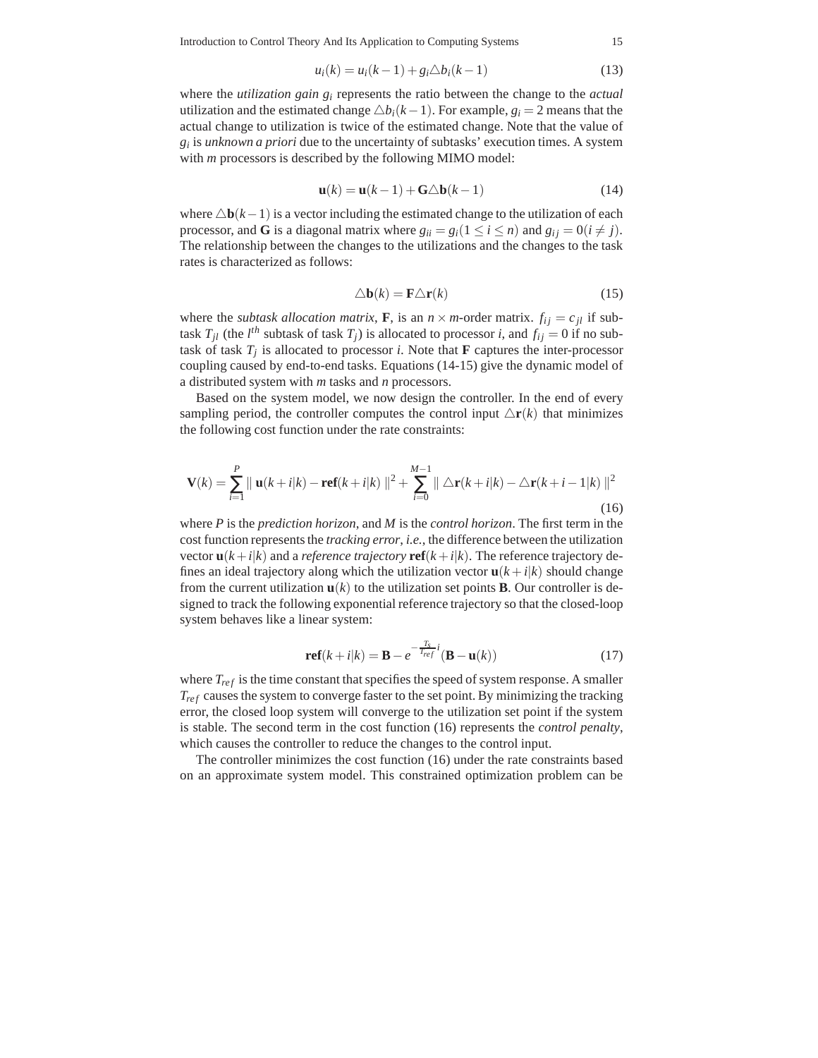$$u_i(k) = u_i(k-1) + g_i \triangle b_i(k-1) \tag{13}$$

where the *utilization gain* $g_i$ represents the ratio between the change to the *actual* utilization and the estimated change $\triangle b_i(k-1)$. For example, $g_i = 2$ means that the actual change to utilization is twice of the estimated change. Note that the value of $g_i$ is *unknown a priori* due to the uncertainty of subtasks' execution times. A system with $m$ processors is described by the following MIMO model:

$$\mathbf{u}(k) = \mathbf{u}(k-1) + \mathbf{G}\triangle \mathbf{b}(k-1) \tag{14}$$

where $\triangle \mathbf{b}(k-1)$ is a vector including the estimated change to the utilization of each processor, and $\mathbf{G}$ is a diagonal matrix where $g_{ii} = g_i (1 \leq i \leq n)$ and $g_{ij} = 0 (i \neq j)$. The relationship between the changes to the utilizations and the changes to the task rates is characterized as follows:

$$\triangle \mathbf{b}(k) = \mathbf{F}\triangle \mathbf{r}(k) \tag{15}$$

where the *subtask allocation matrix*, $\mathbf{F}$, is an $n \times m$-order matrix. $f_{ij} = c_{jl}$ if subtask $T_{jl}$ (the $l^{th}$ subtask of task $T_j$) is allocated to processor $i$, and $f_{ij} = 0$ if no subtask of task $T_j$ is allocated to processor $i$. Note that $\mathbf{F}$ captures the inter-processor coupling caused by end-to-end tasks. Equations (14-15) give the dynamic model of a distributed system with $m$ tasks and $n$ processors.

Based on the system model, we now design the controller. In the end of every sampling period, the controller computes the control input $\triangle \mathbf{r}(k)$ that minimizes the following cost function under the rate constraints:

$$\mathbf{V}(k) = \sum_{i=1}^{P} \parallel \mathbf{u}(k+i|k) - \mathbf{ref}(k+i|k) \parallel^2 + \sum_{i=0}^{M-1} \parallel \triangle \mathbf{r}(k+i|k) - \triangle \mathbf{r}(k+i-1|k) \parallel^2 \tag{16}$$

where $P$ is the *prediction horizon*, and $M$ is the *control horizon*. The first term in the cost function represents the *tracking error*, *i.e.*, the difference between the utilization vector $\mathbf{u}(k+i|k)$ and a *reference trajectory* $\mathbf{ref}(k+i|k)$. The reference trajectory defines an ideal trajectory along which the utilization vector $\mathbf{u}(k+i|k)$ should change from the current utilization $\mathbf{u}(k)$ to the utilization set points $\mathbf{B}$. Our controller is designed to track the following exponential reference trajectory so that the closed-loop system behaves like a linear system:

$$\mathbf{ref}(k+i|k) = \mathbf{B} - e^{-\frac{T_s}{T_{ref}} i}(\mathbf{B} - \mathbf{u}(k)) \tag{17}$$

where $T_{ref}$ is the time constant that specifies the speed of system response. A smaller $T_{ref}$ causes the system to converge faster to the set point. By minimizing the tracking error, the closed loop system will converge to the utilization set point if the system is stable. The second term in the cost function (16) represents the *control penalty*, which causes the controller to reduce the changes to the control input.

The controller minimizes the cost function (16) under the rate constraints based on an approximate system model. This constrained optimization problem can be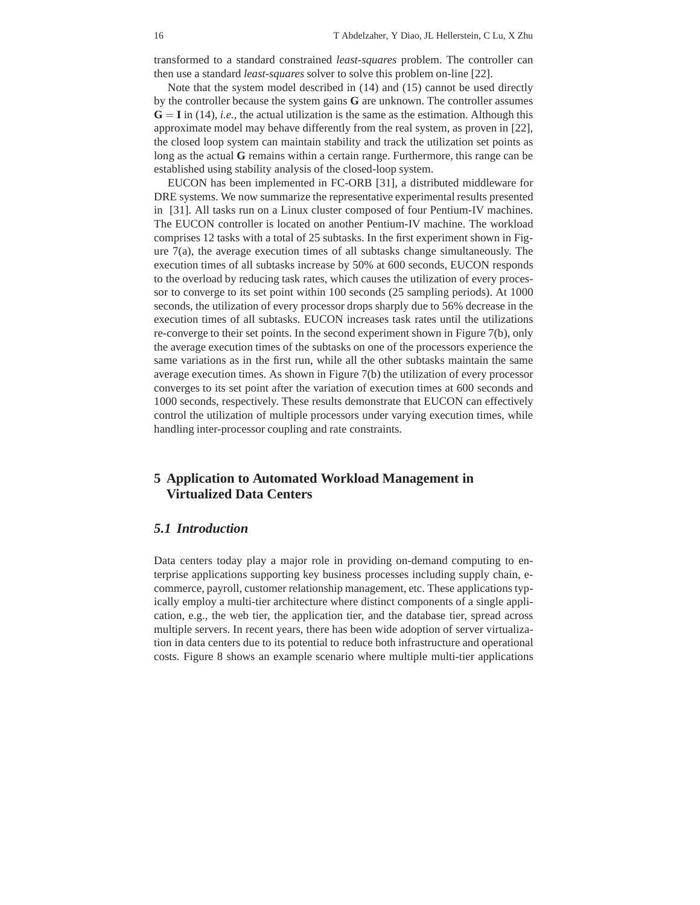transformed to a standard constrained *least-squares* problem. The controller can then use a standard *least-squares* solver to solve this problem on-line [22].

Note that the system model described in (14) and (15) cannot be used directly by the controller because the system gains $\mathbf{G}$ are unknown. The controller assumes $\mathbf{G} = \mathbf{I}$ in (14), *i.e.*, the actual utilization is the same as the estimation. Although this approximate model may behave differently from the real system, as proven in [22], the closed loop system can maintain stability and track the utilization set points as long as the actual $\mathbf{G}$ remains within a certain range. Furthermore, this range can be established using stability analysis of the closed-loop system.

EUCON has been implemented in FC-ORB [31], a distributed middleware for DRE systems. We now summarize the representative experimental results presented in [31]. All tasks run on a Linux cluster composed of four Pentium-IV machines. The EUCON controller is located on another Pentium-IV machine. The workload comprises 12 tasks with a total of 25 subtasks. In the first experiment shown in Figure 7(a), the average execution times of all subtasks change simultaneously. The execution times of all subtasks increase by 50% at 600 seconds, EUCON responds to the overload by reducing task rates, which causes the utilization of every processor to converge to its set point within 100 seconds (25 sampling periods). At 1000 seconds, the utilization of every processor drops sharply due to 56% decrease in the execution times of all subtasks. EUCON increases task rates until the utilizations re-converge to their set points. In the second experiment shown in Figure 7(b), only the average execution times of the subtasks on one of the processors experience the same variations as in the first run, while all the other subtasks maintain the same average execution times. As shown in Figure 7(b) the utilization of every processor converges to its set point after the variation of execution times at 600 seconds and 1000 seconds, respectively. These results demonstrate that EUCON can effectively control the utilization of multiple processors under varying execution times, while handling inter-processor coupling and rate constraints.

## 5 Application to Automated Workload Management in Virtualized Data Centers

### 5.1 Introduction

Data centers today play a major role in providing on-demand computing to enterprise applications supporting key business processes including supply chain, e-commerce, payroll, customer relationship management, etc. These applications typically employ a multi-tier architecture where distinct components of a single application, e.g., the web tier, the application tier, and the database tier, spread across multiple servers. In recent years, there has been wide adoption of server virtualization in data centers due to its potential to reduce both infrastructure and operational costs. Figure 8 shows an example scenario where multiple multi-tier applications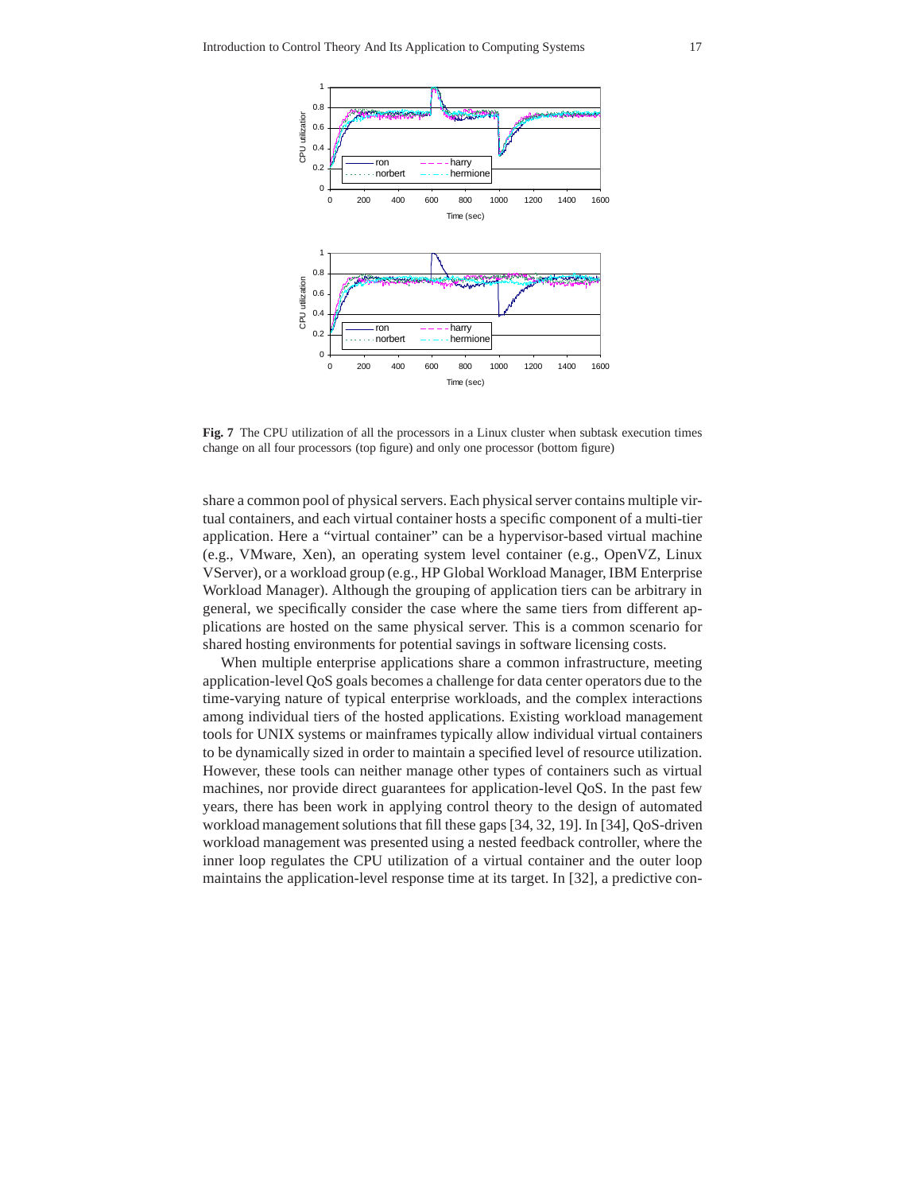**Fig. 7** The CPU utilization of all the processors in a Linux cluster when subtask execution times change on all four processors (top figure) and only one processor (bottom figure)

share a common pool of physical servers. Each physical server contains multiple virtual containers, and each virtual container hosts a specific component of a multi-tier application. Here a "virtual container" can be a hypervisor-based virtual machine (e.g., VMware, Xen), an operating system level container (e.g., OpenVZ, Linux VServer), or a workload group (e.g., HP Global Workload Manager, IBM Enterprise Workload Manager). Although the grouping of application tiers can be arbitrary in general, we specifically consider the case where the same tiers from different applications are hosted on the same physical server. This is a common scenario for shared hosting environments for potential savings in software licensing costs.

When multiple enterprise applications share a common infrastructure, meeting application-level QoS goals becomes a challenge for data center operators due to the time-varying nature of typical enterprise workloads, and the complex interactions among individual tiers of the hosted applications. Existing workload management tools for UNIX systems or mainframes typically allow individual virtual containers to be dynamically sized in order to maintain a specified level of resource utilization. However, these tools can neither manage other types of containers such as virtual machines, nor provide direct guarantees for application-level QoS. In the past few years, there has been work in applying control theory to the design of automated workload management solutions that fill these gaps [34, 32, 19]. In [34], QoS-driven workload management was presented using a nested feedback controller, where the inner loop regulates the CPU utilization of a virtual container and the outer loop maintains the application-level response time at its target. In [32], a predictive con-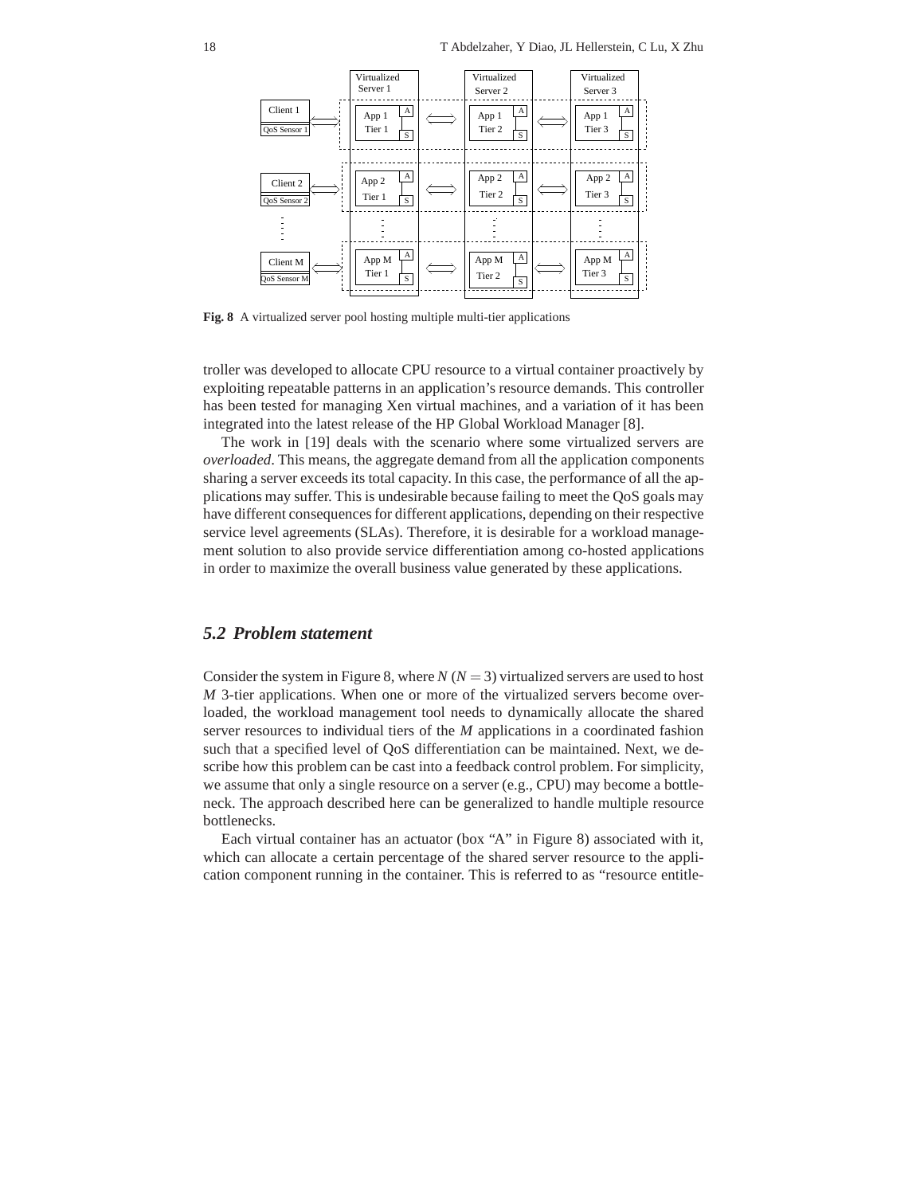**Fig. 8** A virtualized server pool hosting multiple multi-tier applications

troller was developed to allocate CPU resource to a virtual container proactively by exploiting repeatable patterns in an application's resource demands. This controller has been tested for managing Xen virtual machines, and a variation of it has been integrated into the latest release of the HP Global Workload Manager [8].

The work in [19] deals with the scenario where some virtualized servers are *overloaded*. This means, the aggregate demand from all the application components sharing a server exceeds its total capacity. In this case, the performance of all the applications may suffer. This is undesirable because failing to meet the QoS goals may have different consequences for different applications, depending on their respective service level agreements (SLAs). Therefore, it is desirable for a workload management solution to also provide service differentiation among co-hosted applications in order to maximize the overall business value generated by these applications.

## *5.2 Problem statement*

Consider the system in Figure 8, where $N$ ($N = 3$) virtualized servers are used to host $M$ 3-tier applications. When one or more of the virtualized servers become overloaded, the workload management tool needs to dynamically allocate the shared server resources to individual tiers of the $M$ applications in a coordinated fashion such that a specified level of QoS differentiation can be maintained. Next, we describe how this problem can be cast into a feedback control problem. For simplicity, we assume that only a single resource on a server (e.g., CPU) may become a bottleneck. The approach described here can be generalized to handle multiple resource bottlenecks.

Each virtual container has an actuator (box "A" in Figure 8) associated with it, which can allocate a certain percentage of the shared server resource to the application component running in the container. This is referred to as "resource entitle-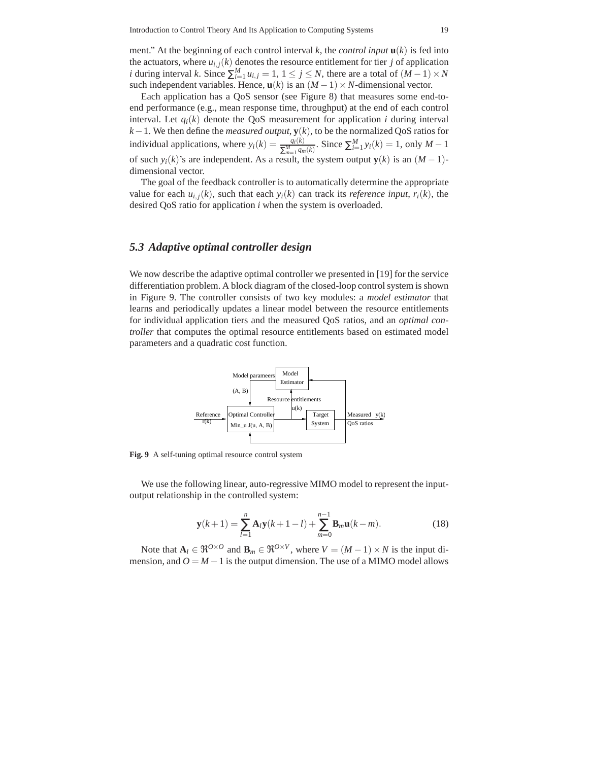ment." At the beginning of each control interval $k$, the *control input* $\mathbf{u}(k)$ is fed into the actuators, where $u_{i,j}(k)$ denotes the resource entitlement for tier $j$ of application $i$ during interval $k$. Since $\sum_{i=1}^{M} u_{i,j} = 1$, $1 \leq j \leq N$, there are a total of $(M-1) \times N$ such independent variables. Hence, $\mathbf{u}(k)$ is an $(M-1) \times N$-dimensional vector.

Each application has a QoS sensor (see Figure 8) that measures some end-to-end performance (e.g., mean response time, throughput) at the end of each control interval. Let $q_i(k)$ denote the QoS measurement for application $i$ during interval $k-1$. We then define the *measured output*, $\mathbf{y}(k)$, to be the normalized QoS ratios for individual applications, where $y_i(k) = \frac{q_i(k)}{\sum_{m=1}^{M} q_m(k)}$. Since $\sum_{i=1}^{M} y_i(k) = 1$, only $M-1$ of such $y_i(k)$'s are independent. As a result, the system output $\mathbf{y}(k)$ is an $(M-1)$-dimensional vector.

The goal of the feedback controller is to automatically determine the appropriate value for each $u_{i,j}(k)$, such that each $y_i(k)$ can track its *reference input*, $r_i(k)$, the desired QoS ratio for application $i$ when the system is overloaded.

### *5.3 Adaptive optimal controller design*

We now describe the adaptive optimal controller we presented in [19] for the service differentiation problem. A block diagram of the closed-loop control system is shown in Figure 9. The controller consists of two key modules: a *model estimator* that learns and periodically updates a linear model between the resource entitlements for individual application tiers and the measured QoS ratios, and an *optimal controller* that computes the optimal resource entitlements based on estimated model parameters and a quadratic cost function.

**Fig. 9** A self-tuning optimal resource control system

We use the following linear, auto-regressive MIMO model to represent the input-output relationship in the controlled system:

$$\mathbf{y}(k+1) = \sum_{l=1}^{n} \mathbf{A}_l \mathbf{y}(k+1-l) + \sum_{m=0}^{n-1} \mathbf{B}_m \mathbf{u}(k-m). \tag{18}$$

Note that $\mathbf{A}_l \in \Re^{O \times O}$ and $\mathbf{B}_m \in \Re^{O \times V}$, where $V = (M-1) \times N$ is the input dimension, and $O = M-1$ is the output dimension. The use of a MIMO model allows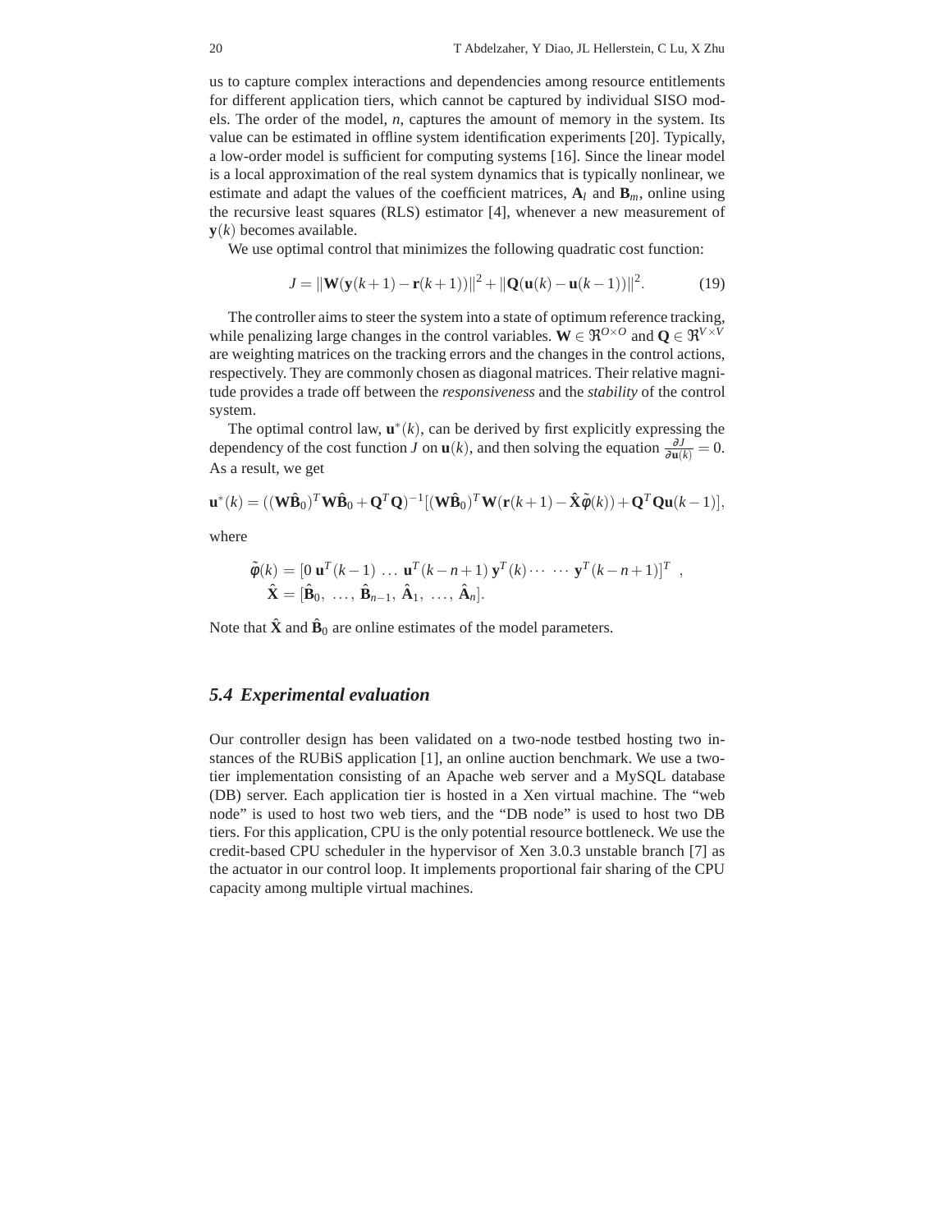us to capture complex interactions and dependencies among resource entitlements for different application tiers, which cannot be captured by individual SISO models. The order of the model, $n$, captures the amount of memory in the system. Its value can be estimated in offline system identification experiments [20]. Typically, a low-order model is sufficient for computing systems [16]. Since the linear model is a local approximation of the real system dynamics that is typically nonlinear, we estimate and adapt the values of the coefficient matrices, $\mathbf{A}_l$ and $\mathbf{B}_m$, online using the recursive least squares (RLS) estimator [4], whenever a new measurement of $\mathbf{y}(k)$ becomes available.

We use optimal control that minimizes the following quadratic cost function:

$$J = \|\mathbf{W}(\mathbf{y}(k+1) - \mathbf{r}(k+1))\|^2 + \|\mathbf{Q}(\mathbf{u}(k) - \mathbf{u}(k-1))\|^2. \tag{19}$$

The controller aims to steer the system into a state of optimum reference tracking, while penalizing large changes in the control variables. $\mathbf{W} \in \Re^{O \times O}$ and $\mathbf{Q} \in \Re^{V \times V}$ are weighting matrices on the tracking errors and the changes in the control actions, respectively. They are commonly chosen as diagonal matrices. Their relative magnitude provides a trade off between the *responsiveness* and the *stability* of the control system.

The optimal control law, $\mathbf{u}^*(k)$, can be derived by first explicitly expressing the dependency of the cost function $J$ on $\mathbf{u}(k)$, and then solving the equation $\frac{\partial J}{\partial \mathbf{u}(k)} = 0$. As a result, we get

$$\mathbf{u}^*(k) = ((\mathbf{W}\hat{\mathbf{B}}_0)^T \mathbf{W}\hat{\mathbf{B}}_0 + \mathbf{Q}^T\mathbf{Q})^{-1}[(\mathbf{W}\hat{\mathbf{B}}_0)^T \mathbf{W}(\mathbf{r}(k+1) - \hat{\mathbf{X}}\tilde{\phi}(k)) + \mathbf{Q}^T\mathbf{Q}\mathbf{u}(k-1)],$$

where

$$\begin{aligned} \tilde{\phi}(k) &= [0 \ \mathbf{u}^T(k-1) \ \ldots \ \mathbf{u}^T(k-n+1) \ \mathbf{y}^T(k) \cdots \ \cdots \ \mathbf{y}^T(k-n+1)]^T \ , \\ \hat{\mathbf{X}} &= [\hat{\mathbf{B}}_0, \ \ldots, \ \hat{\mathbf{B}}_{n-1}, \ \hat{\mathbf{A}}_1, \ \ldots, \ \hat{\mathbf{A}}_n]. \end{aligned}$$

Note that $\hat{\mathbf{X}}$ and $\hat{\mathbf{B}}_0$ are online estimates of the model parameters.

### *5.4 Experimental evaluation*

Our controller design has been validated on a two-node testbed hosting two instances of the RUBiS application [1], an online auction benchmark. We use a two-tier implementation consisting of an Apache web server and a MySQL database (DB) server. Each application tier is hosted in a Xen virtual machine. The "web node" is used to host two web tiers, and the "DB node" is used to host two DB tiers. For this application, CPU is the only potential resource bottleneck. We use the credit-based CPU scheduler in the hypervisor of Xen 3.0.3 unstable branch [7] as the actuator in our control loop. It implements proportional fair sharing of the CPU capacity among multiple virtual machines.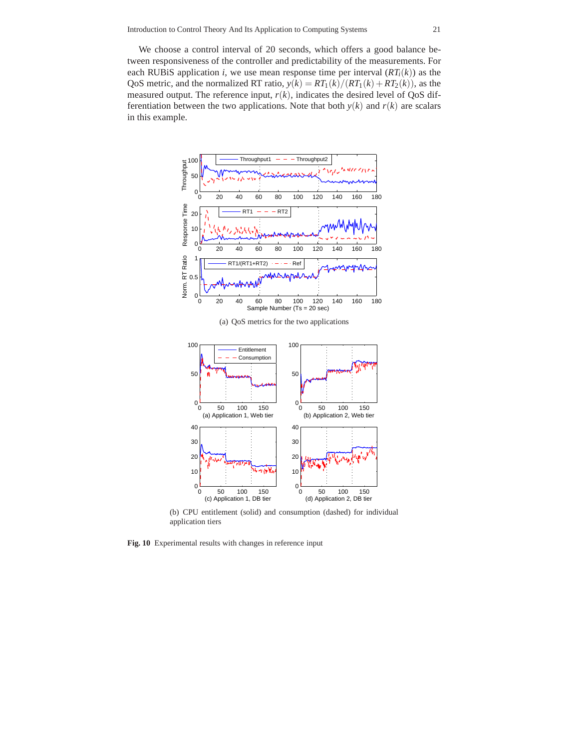We choose a control interval of 20 seconds, which offers a good balance between responsiveness of the controller and predictability of the measurements. For each RUBiS application $i$, we use mean response time per interval ($RT_i(k)$) as the QoS metric, and the normalized RT ratio, $y(k) = RT_1(k)/(RT_1(k) + RT_2(k))$, as the measured output. The reference input, $r(k)$, indicates the desired level of QoS differentiation between the two applications. Note that both $y(k)$ and $r(k)$ are scalars in this example.

(a) QoS metrics for the two applications

(b) CPU entitlement (solid) and consumption (dashed) for individual application tiers

**Fig. 10** Experimental results with changes in reference input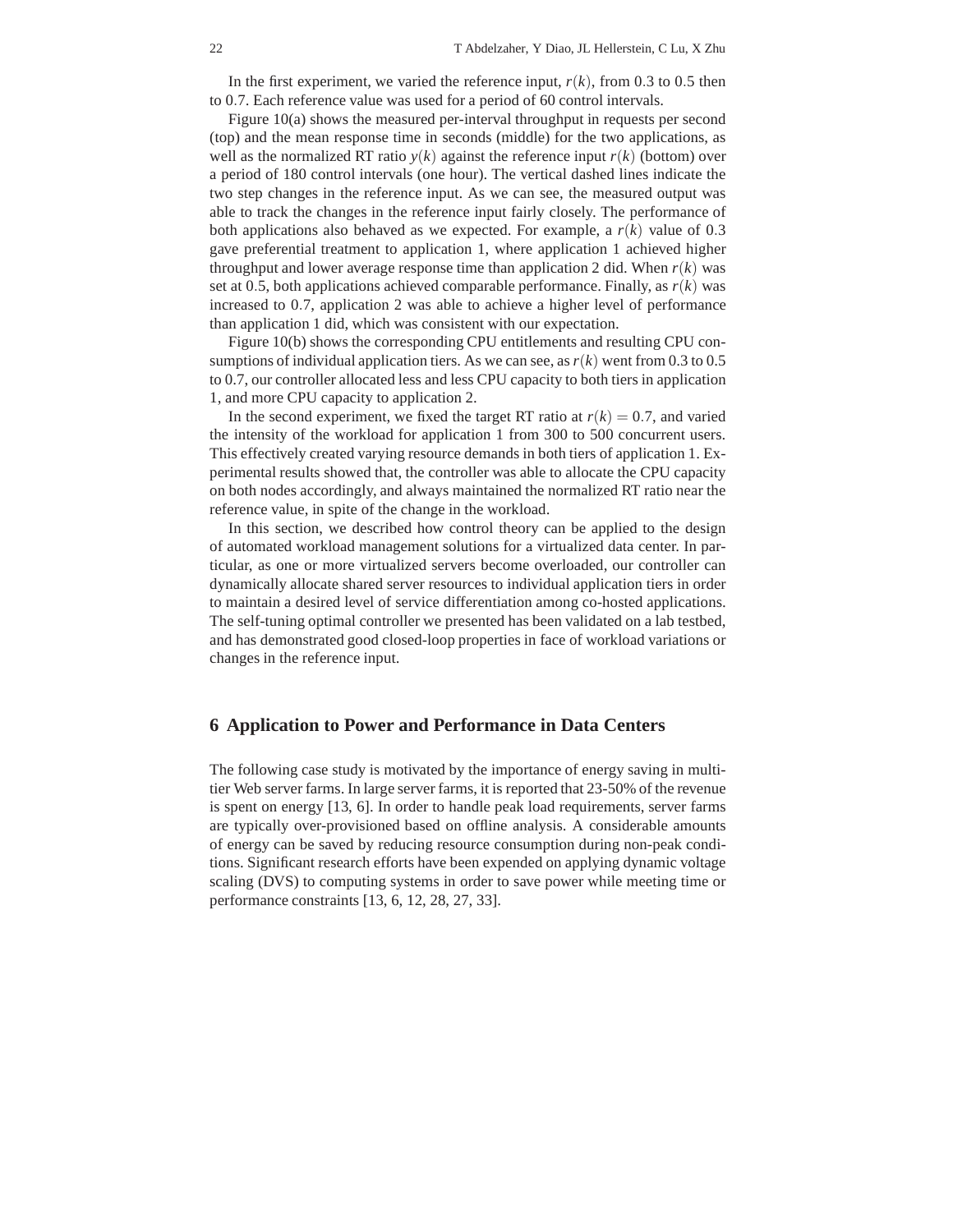In the first experiment, we varied the reference input, $r(k)$, from 0.3 to 0.5 then to 0.7. Each reference value was used for a period of 60 control intervals.

Figure 10(a) shows the measured per-interval throughput in requests per second (top) and the mean response time in seconds (middle) for the two applications, as well as the normalized RT ratio $y(k)$ against the reference input $r(k)$ (bottom) over a period of 180 control intervals (one hour). The vertical dashed lines indicate the two step changes in the reference input. As we can see, the measured output was able to track the changes in the reference input fairly closely. The performance of both applications also behaved as we expected. For example, a $r(k)$ value of 0.3 gave preferential treatment to application 1, where application 1 achieved higher throughput and lower average response time than application 2 did. When $r(k)$ was set at 0.5, both applications achieved comparable performance. Finally, as $r(k)$ was increased to 0.7, application 2 was able to achieve a higher level of performance than application 1 did, which was consistent with our expectation.

Figure 10(b) shows the corresponding CPU entitlements and resulting CPU consumptions of individual application tiers. As we can see, as $r(k)$ went from 0.3 to 0.5 to 0.7, our controller allocated less and less CPU capacity to both tiers in application 1, and more CPU capacity to application 2.

In the second experiment, we fixed the target RT ratio at $r(k) = 0.7$, and varied the intensity of the workload for application 1 from 300 to 500 concurrent users. This effectively created varying resource demands in both tiers of application 1. Experimental results showed that, the controller was able to allocate the CPU capacity on both nodes accordingly, and always maintained the normalized RT ratio near the reference value, in spite of the change in the workload.

In this section, we described how control theory can be applied to the design of automated workload management solutions for a virtualized data center. In particular, as one or more virtualized servers become overloaded, our controller can dynamically allocate shared server resources to individual application tiers in order to maintain a desired level of service differentiation among co-hosted applications. The self-tuning optimal controller we presented has been validated on a lab testbed, and has demonstrated good closed-loop properties in face of workload variations or changes in the reference input.

## 6 Application to Power and Performance in Data Centers

The following case study is motivated by the importance of energy saving in multi-tier Web server farms. In large server farms, it is reported that 23-50% of the revenue is spent on energy [13, 6]. In order to handle peak load requirements, server farms are typically over-provisioned based on offline analysis. A considerable amounts of energy can be saved by reducing resource consumption during non-peak conditions. Significant research efforts have been expended on applying dynamic voltage scaling (DVS) to computing systems in order to save power while meeting time or performance constraints [13, 6, 12, 28, 27, 33].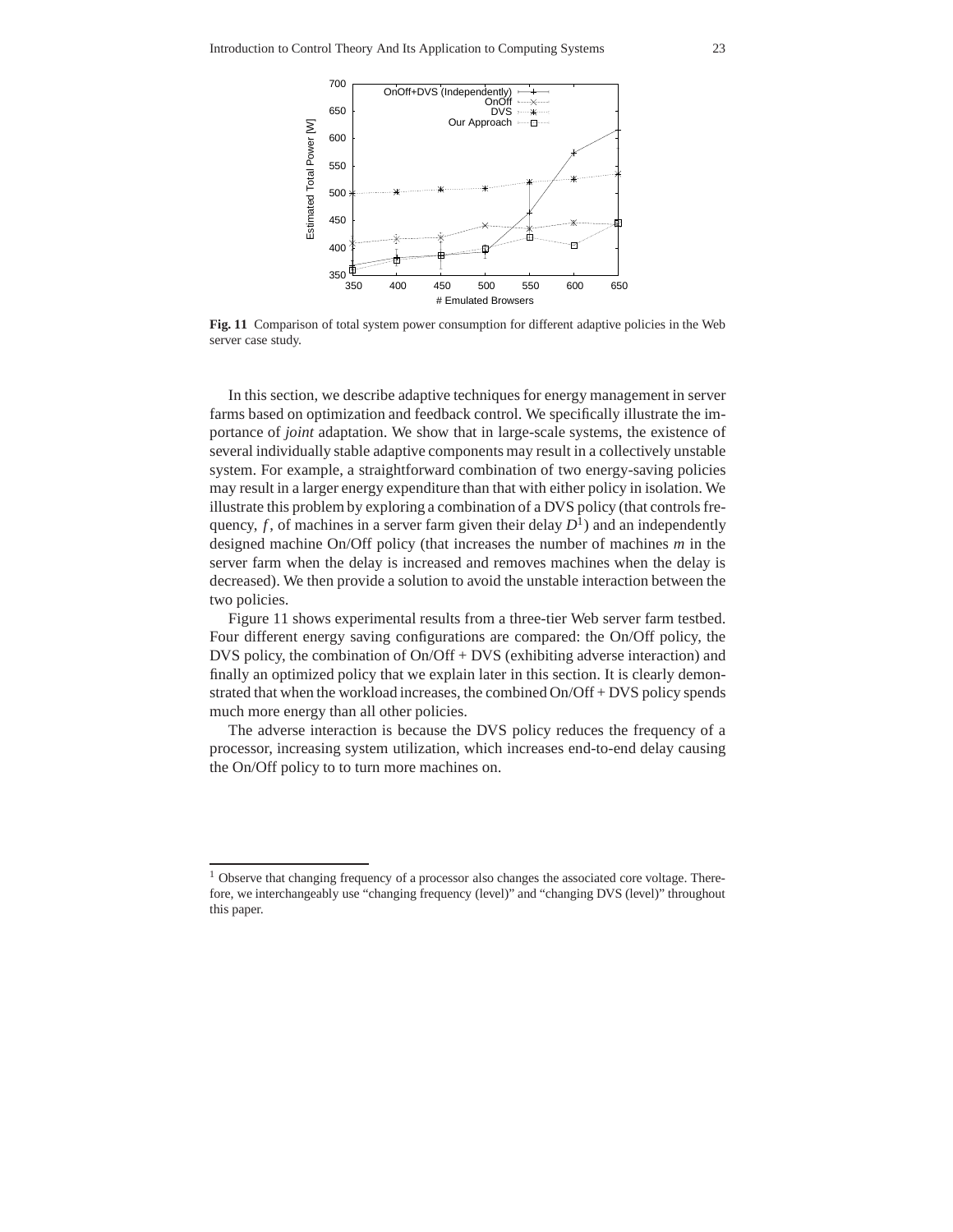**Fig. 11** Comparison of total system power consumption for different adaptive policies in the Web server case study.

In this section, we describe adaptive techniques for energy management in server farms based on optimization and feedback control. We specifically illustrate the importance of *joint* adaptation. We show that in large-scale systems, the existence of several individually stable adaptive components may result in a collectively unstable system. For example, a straightforward combination of two energy-saving policies may result in a larger energy expenditure than that with either policy in isolation. We illustrate this problem by exploring a combination of a DVS policy (that controls frequency, $f$, of machines in a server farm given their delay $D$[1]) and an independently designed machine On/Off policy (that increases the number of machines $m$ in the server farm when the delay is increased and removes machines when the delay is decreased). We then provide a solution to avoid the unstable interaction between the two policies.

Figure 11 shows experimental results from a three-tier Web server farm testbed. Four different energy saving configurations are compared: the On/Off policy, the DVS policy, the combination of On/Off + DVS (exhibiting adverse interaction) and finally an optimized policy that we explain later in this section. It is clearly demonstrated that when the workload increases, the combined On/Off + DVS policy spends much more energy than all other policies.

The adverse interaction is because the DVS policy reduces the frequency of a processor, increasing system utilization, which increases end-to-end delay causing the On/Off policy to to turn more machines on.

[1] Observe that changing frequency of a processor also changes the associated core voltage. Therefore, we interchangeably use "changing frequency (level)" and "changing DVS (level)" throughout this paper.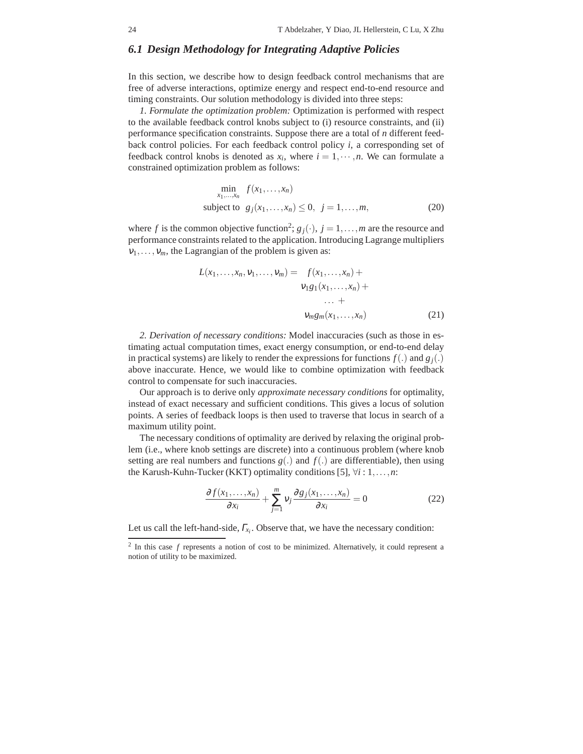### 6.1 Design Methodology for Integrating Adaptive Policies

In this section, we describe how to design feedback control mechanisms that are free of adverse interactions, optimize energy and respect end-to-end resource and timing constraints. Our solution methodology is divided into three steps:

*1. Formulate the optimization problem:* Optimization is performed with respect to the available feedback control knobs subject to (i) resource constraints, and (ii) performance specification constraints. Suppose there are a total of $n$ different feedback control policies. For each feedback control policy $i$, a corresponding set of feedback control knobs is denoted as $x_i$, where $i = 1, \cdots, n$. We can formulate a constrained optimization problem as follows:

$$\min_{x_1,\ldots,x_n} \quad f(x_1,\ldots,x_n)$$
$$\text{subject to} \quad g_j(x_1,\ldots,x_n) \leq 0, \;\; j = 1,\ldots,m, \tag{20}$$

where $f$ is the common objective function[2]; $g_j(\cdot)$, $j = 1,\ldots,m$ are the resource and performance constraints related to the application. Introducing Lagrange multipliers $\nu_1,\ldots,\nu_m$, the Lagrangian of the problem is given as:

$$L(x_1,\ldots,x_n,\nu_1,\ldots,\nu_m) = f(x_1,\ldots,x_n) + \nu_1 g_1(x_1,\ldots,x_n) + \ldots + \nu_m g_m(x_1,\ldots,x_n) \tag{21}$$

*2. Derivation of necessary conditions:* Model inaccuracies (such as those in estimating actual computation times, exact energy consumption, or end-to-end delay in practical systems) are likely to render the expressions for functions $f(.)$ and $g_j(.)$ above inaccurate. Hence, we would like to combine optimization with feedback control to compensate for such inaccuracies.

Our approach is to derive only *approximate necessary conditions* for optimality, instead of exact necessary and sufficient conditions. This gives a locus of solution points. A series of feedback loops is then used to traverse that locus in search of a maximum utility point.

The necessary conditions of optimality are derived by relaxing the original problem (i.e., where knob settings are discrete) into a continuous problem (where knob setting are real numbers and functions $g(.)$ and $f(.)$ are differentiable), then using the Karush-Kuhn-Tucker (KKT) optimality conditions [5], $\forall i : 1,\ldots,n$:

$$\frac{\partial f(x_1,\ldots,x_n)}{\partial x_i} + \sum_{j=1}^{m} \nu_j \frac{\partial g_j(x_1,\ldots,x_n)}{\partial x_i} = 0 \tag{22}$$

Let us call the left-hand-side, $\Gamma_{x_i}$. Observe that, we have the necessary condition:

[2] In this case $f$ represents a notion of cost to be minimized. Alternatively, it could represent a notion of utility to be maximized.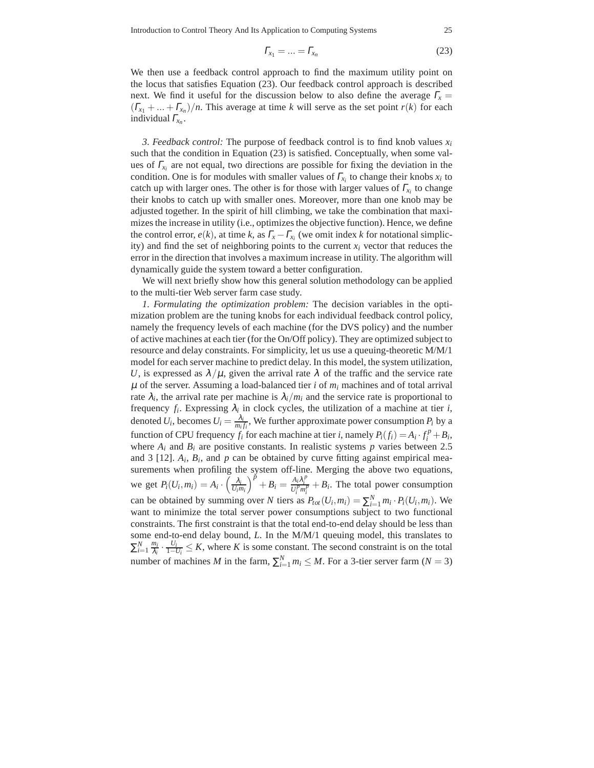$$\Gamma_{x_1} = ... = \Gamma_{x_n} \tag{23}$$

We then use a feedback control approach to find the maximum utility point on the locus that satisfies Equation (23). Our feedback control approach is described next. We find it useful for the discussion below to also define the average $\Gamma_x = (\Gamma_{x_1} + ... + \Gamma_{x_n})/n$. This average at time $k$ will serve as the set point $r(k)$ for each individual $\Gamma_{x_n}$.

*3. Feedback control:* The purpose of feedback control is to find knob values $x_i$ such that the condition in Equation (23) is satisfied. Conceptually, when some values of $\Gamma_{x_i}$ are not equal, two directions are possible for fixing the deviation in the condition. One is for modules with smaller values of $\Gamma_{x_i}$ to change their knobs $x_i$ to catch up with larger ones. The other is for those with larger values of $\Gamma_{x_i}$ to change their knobs to catch up with smaller ones. Moreover, more than one knob may be adjusted together. In the spirit of hill climbing, we take the combination that maximizes the increase in utility (i.e., optimizes the objective function). Hence, we define the control error, $e(k)$, at time $k$, as $\Gamma_x - \Gamma_{x_i}$ (we omit index $k$ for notational simplicity) and find the set of neighboring points to the current $x_i$ vector that reduces the error in the direction that involves a maximum increase in utility. The algorithm will dynamically guide the system toward a better configuration.

We will next briefly show how this general solution methodology can be applied to the multi-tier Web server farm case study.

*1. Formulating the optimization problem:* The decision variables in the optimization problem are the tuning knobs for each individual feedback control policy, namely the frequency levels of each machine (for the DVS policy) and the number of active machines at each tier (for the On/Off policy). They are optimized subject to resource and delay constraints. For simplicity, let us use a queuing-theoretic M/M/1 model for each server machine to predict delay. In this model, the system utilization, $U$, is expressed as $\lambda/\mu$, given the arrival rate $\lambda$ of the traffic and the service rate $\mu$ of the server. Assuming a load-balanced tier $i$ of $m_i$ machines and of total arrival rate $\lambda_i$, the arrival rate per machine is $\lambda_i/m_i$ and the service rate is proportional to frequency $f_i$. Expressing $\lambda_i$ in clock cycles, the utilization of a machine at tier $i$, denoted $U_i$, becomes $U_i = \frac{\lambda_i}{m_i f_i}$. We further approximate power consumption $P_i$ by a function of CPU frequency $f_i$ for each machine at tier $i$, namely $P_i(f_i) = A_i \cdot f_i^p + B_i$, where $A_i$ and $B_i$ are positive constants. In realistic systems $p$ varies between 2.5 and 3 [12]. $A_i$, $B_i$, and $p$ can be obtained by curve fitting against empirical measurements when profiling the system off-line. Merging the above two equations, we get $P_i(U_i, m_i) = A_i \cdot \left(\frac{\lambda_i}{U_i m_i}\right)^p + B_i = \frac{A_i \lambda_i^p}{U_i^p m_i^p} + B_i$. The total power consumption can be obtained by summing over $N$ tiers as $P_{tot}(U_i, m_i) = \sum_{i=1}^{N} m_i \cdot P_i(U_i, m_i)$. We want to minimize the total server power consumptions subject to two functional constraints. The first constraint is that the total end-to-end delay should be less than some end-to-end delay bound, $L$. In the M/M/1 queuing model, this translates to $\sum_{i=1}^{N} \frac{m_i}{\lambda_i} \cdot \frac{U_i}{1-U_i} \leq K$, where $K$ is some constant. The second constraint is on the total number of machines $M$ in the farm, $\sum_{i=1}^{N} m_i \leq M$. For a 3-tier server farm ($N = 3$)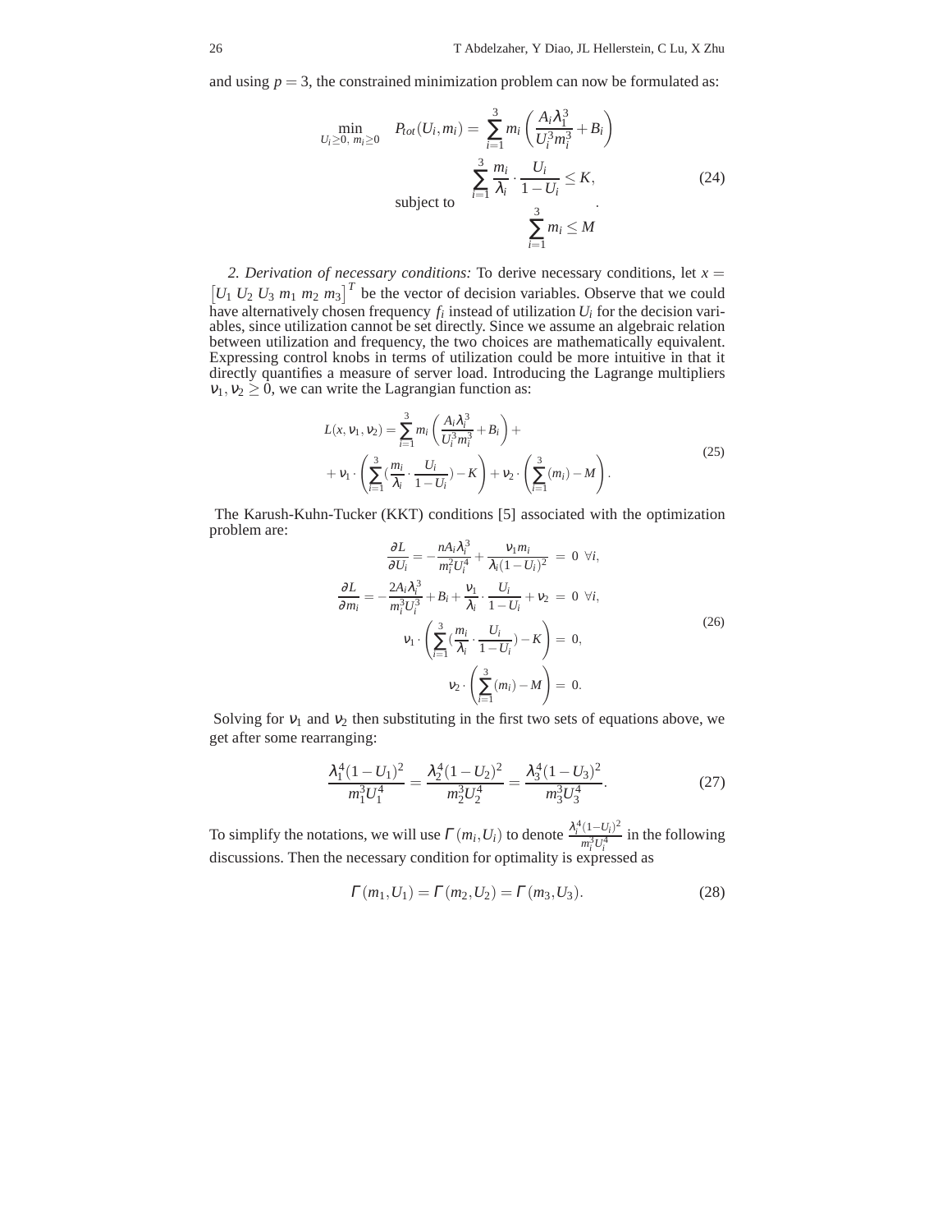and using $p = 3$, the constrained minimization problem can now be formulated as:

$$
\min_{U_i \geq 0,\ m_i \geq 0} \quad P_{tot}(U_i, m_i) = \sum_{i=1}^{3} m_i \left( \frac{A_i \lambda_1^3}{U_i^3 m_i^3} + B_i \right)
$$

$$
\text{subject to} \quad \begin{array}{c} \sum_{i=1}^{3} \frac{m_i}{\lambda_i} \cdot \frac{U_i}{1 - U_i} \leq K, \\ \sum_{i=1}^{3} m_i \leq M \end{array}. \tag{24}
$$

*2. Derivation of necessary conditions:* To derive necessary conditions, let $x = \left[U_1\ U_2\ U_3\ m_1\ m_2\ m_3\right]^T$ be the vector of decision variables. Observe that we could have alternatively chosen frequency $f_i$ instead of utilization $U_i$ for the decision variables, since utilization cannot be set directly. Since we assume an algebraic relation between utilization and frequency, the two choices are mathematically equivalent. Expressing control knobs in terms of utilization could be more intuitive in that it directly quantifies a measure of server load. Introducing the Lagrange multipliers $\nu_1, \nu_2 \geq 0$, we can write the Lagrangian function as:

$$
\begin{aligned}
L(x, \nu_1, \nu_2) = & \sum_{i=1}^{3} m_i \left( \frac{A_i \lambda_i^3}{U_i^3 m_i^3} + B_i \right) + \\
& + \nu_1 \cdot \left( \sum_{i=1}^{3} \left( \frac{m_i}{\lambda_i} \cdot \frac{U_i}{1 - U_i} \right) - K \right) + \nu_2 \cdot \left( \sum_{i=1}^{3} (m_i) - M \right).
\end{aligned} \tag{25}
$$

The Karush-Kuhn-Tucker (KKT) conditions [5] associated with the optimization problem are:

$$
\begin{aligned}
\frac{\partial L}{\partial U_i} = -\frac{n A_i \lambda_i^3}{m_i^2 U_i^4} + \frac{\nu_1 m_i}{\lambda_i (1 - U_i)^2} &= 0 \ \ \forall i, \\
\frac{\partial L}{\partial m_i} = -\frac{2 A_i \lambda_i^3}{m_i^3 U_i^3} + B_i + \frac{\nu_1}{\lambda_i} \cdot \frac{U_i}{1 - U_i} + \nu_2 &= 0 \ \ \forall i, \\
\nu_1 \cdot \left( \sum_{i=1}^{3} \left( \frac{m_i}{\lambda_i} \cdot \frac{U_i}{1 - U_i} \right) - K \right) &= 0, \\
\nu_2 \cdot \left( \sum_{i=1}^{3} (m_i) - M \right) &= 0.
\end{aligned} \tag{26}
$$

Solving for $\nu_1$ and $\nu_2$ then substituting in the first two sets of equations above, we get after some rearranging:

$$
\frac{\lambda_1^4 (1 - U_1)^2}{m_1^3 U_1^4} = \frac{\lambda_2^4 (1 - U_2)^2}{m_2^3 U_2^4} = \frac{\lambda_3^4 (1 - U_3)^2}{m_3^3 U_3^4}. \tag{27}
$$

To simplify the notations, we will use $\Gamma(m_i, U_i)$ to denote $\frac{\lambda_i^4 (1 - U_i)^2}{m_i^3 U_i^4}$ in the following discussions. Then the necessary condition for optimality is expressed as

$$
\Gamma(m_1, U_1) = \Gamma(m_2, U_2) = \Gamma(m_3, U_3). \tag{28}
$$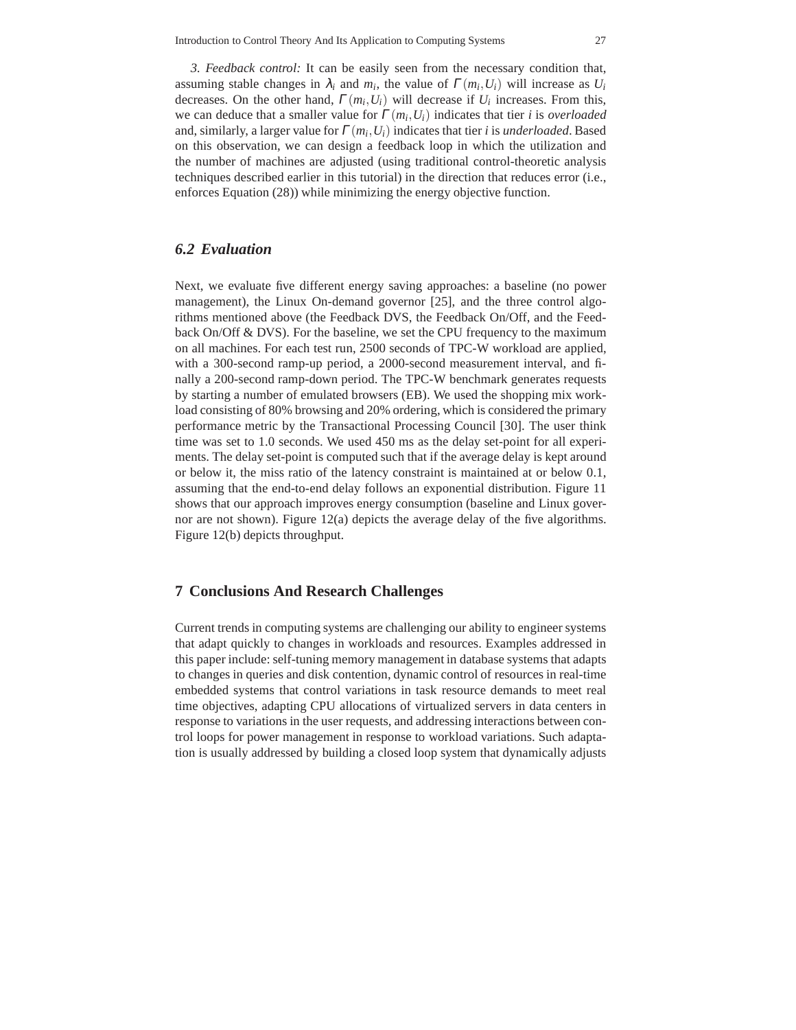*3. Feedback control:* It can be easily seen from the necessary condition that, assuming stable changes in $\lambda_i$ and $m_i$, the value of $\Gamma(m_i, U_i)$ will increase as $U_i$ decreases. On the other hand, $\Gamma(m_i, U_i)$ will decrease if $U_i$ increases. From this, we can deduce that a smaller value for $\Gamma(m_i, U_i)$ indicates that tier $i$ is *overloaded* and, similarly, a larger value for $\Gamma(m_i, U_i)$ indicates that tier $i$ is *underloaded*. Based on this observation, we can design a feedback loop in which the utilization and the number of machines are adjusted (using traditional control-theoretic analysis techniques described earlier in this tutorial) in the direction that reduces error (i.e., enforces Equation (28)) while minimizing the energy objective function.

## 6.2 Evaluation

Next, we evaluate five different energy saving approaches: a baseline (no power management), the Linux On-demand governor [25], and the three control algorithms mentioned above (the Feedback DVS, the Feedback On/Off, and the Feedback On/Off & DVS). For the baseline, we set the CPU frequency to the maximum on all machines. For each test run, 2500 seconds of TPC-W workload are applied, with a 300-second ramp-up period, a 2000-second measurement interval, and finally a 200-second ramp-down period. The TPC-W benchmark generates requests by starting a number of emulated browsers (EB). We used the shopping mix workload consisting of 80% browsing and 20% ordering, which is considered the primary performance metric by the Transactional Processing Council [30]. The user think time was set to 1.0 seconds. We used 450 ms as the delay set-point for all experiments. The delay set-point is computed such that if the average delay is kept around or below it, the miss ratio of the latency constraint is maintained at or below 0.1, assuming that the end-to-end delay follows an exponential distribution. Figure 11 shows that our approach improves energy consumption (baseline and Linux governor are not shown). Figure 12(a) depicts the average delay of the five algorithms. Figure 12(b) depicts throughput.

# 7 Conclusions And Research Challenges

Current trends in computing systems are challenging our ability to engineer systems that adapt quickly to changes in workloads and resources. Examples addressed in this paper include: self-tuning memory management in database systems that adapts to changes in queries and disk contention, dynamic control of resources in real-time embedded systems that control variations in task resource demands to meet real time objectives, adapting CPU allocations of virtualized servers in data centers in response to variations in the user requests, and addressing interactions between control loops for power management in response to workload variations. Such adaptation is usually addressed by building a closed loop system that dynamically adjusts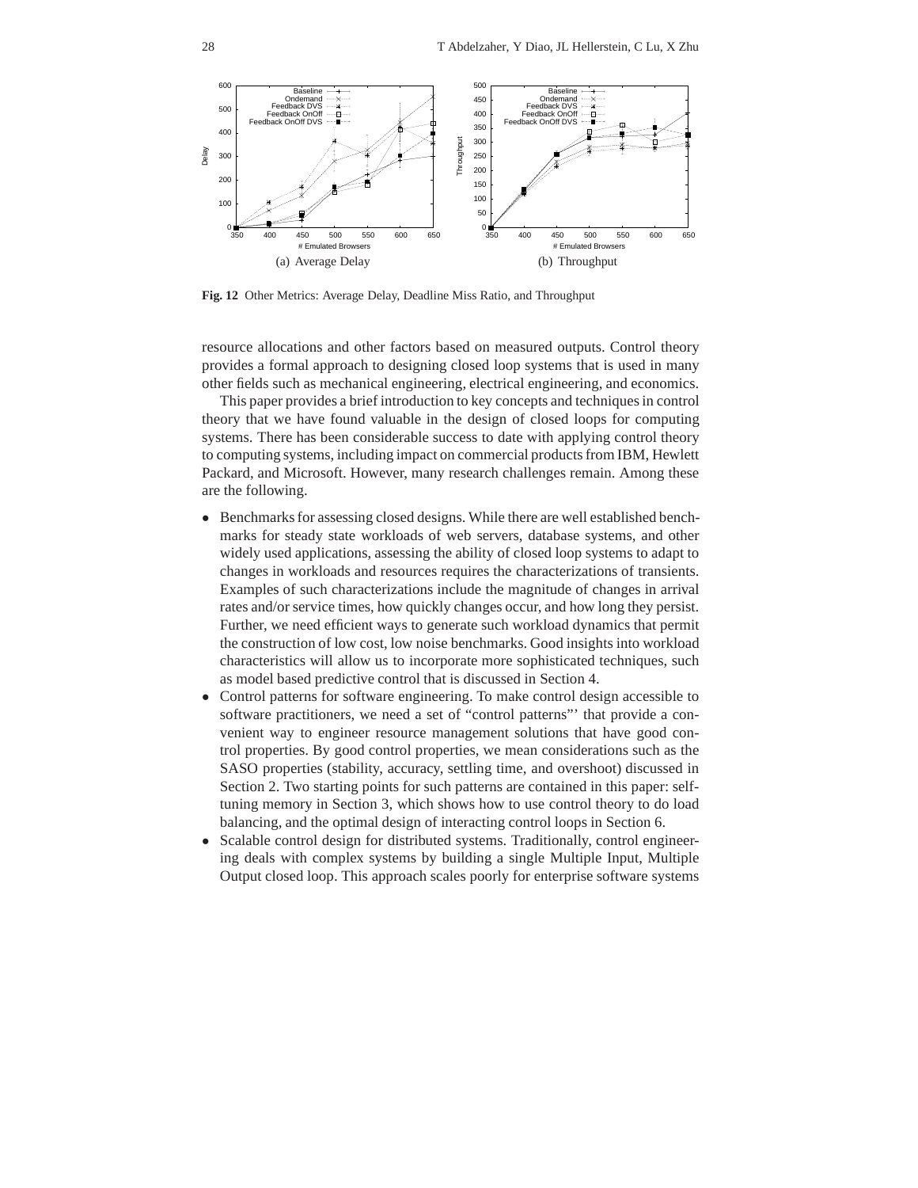600
500
400
300
200
100
0
Delay
350 400 450 500 550 600 650
# Emulated Browsers
Baseline
Ondemand
Feedback DVS
Feedback OnOff
Feedback OnOff DVS

(a) Average Delay

500
450
400
350
300
250
200
150
100
50
0
Throughput
350 400 450 500 550 600 650
# Emulated Browsers
Baseline
Ondemand
Feedback DVS
Feedback OnOff
Feedback OnOff DVS

(b) Throughput

**Fig. 12** Other Metrics: Average Delay, Deadline Miss Ratio, and Throughput

resource allocations and other factors based on measured outputs. Control theory provides a formal approach to designing closed loop systems that is used in many other fields such as mechanical engineering, electrical engineering, and economics.

This paper provides a brief introduction to key concepts and techniques in control theory that we have found valuable in the design of closed loops for computing systems. There has been considerable success to date with applying control theory to computing systems, including impact on commercial products from IBM, Hewlett Packard, and Microsoft. However, many research challenges remain. Among these are the following.

- Benchmarks for assessing closed designs. While there are well established benchmarks for steady state workloads of web servers, database systems, and other widely used applications, assessing the ability of closed loop systems to adapt to changes in workloads and resources requires the characterizations of transients. Examples of such characterizations include the magnitude of changes in arrival rates and/or service times, how quickly changes occur, and how long they persist. Further, we need efficient ways to generate such workload dynamics that permit the construction of low cost, low noise benchmarks. Good insights into workload characteristics will allow us to incorporate more sophisticated techniques, such as model based predictive control that is discussed in Section 4.
- Control patterns for software engineering. To make control design accessible to software practitioners, we need a set of "control patterns"' that provide a convenient way to engineer resource management solutions that have good control properties. By good control properties, we mean considerations such as the SASO properties (stability, accuracy, settling time, and overshoot) discussed in Section 2. Two starting points for such patterns are contained in this paper: self-tuning memory in Section 3, which shows how to use control theory to do load balancing, and the optimal design of interacting control loops in Section 6.
- Scalable control design for distributed systems. Traditionally, control engineering deals with complex systems by building a single Multiple Input, Multiple Output closed loop. This approach scales poorly for enterprise software systems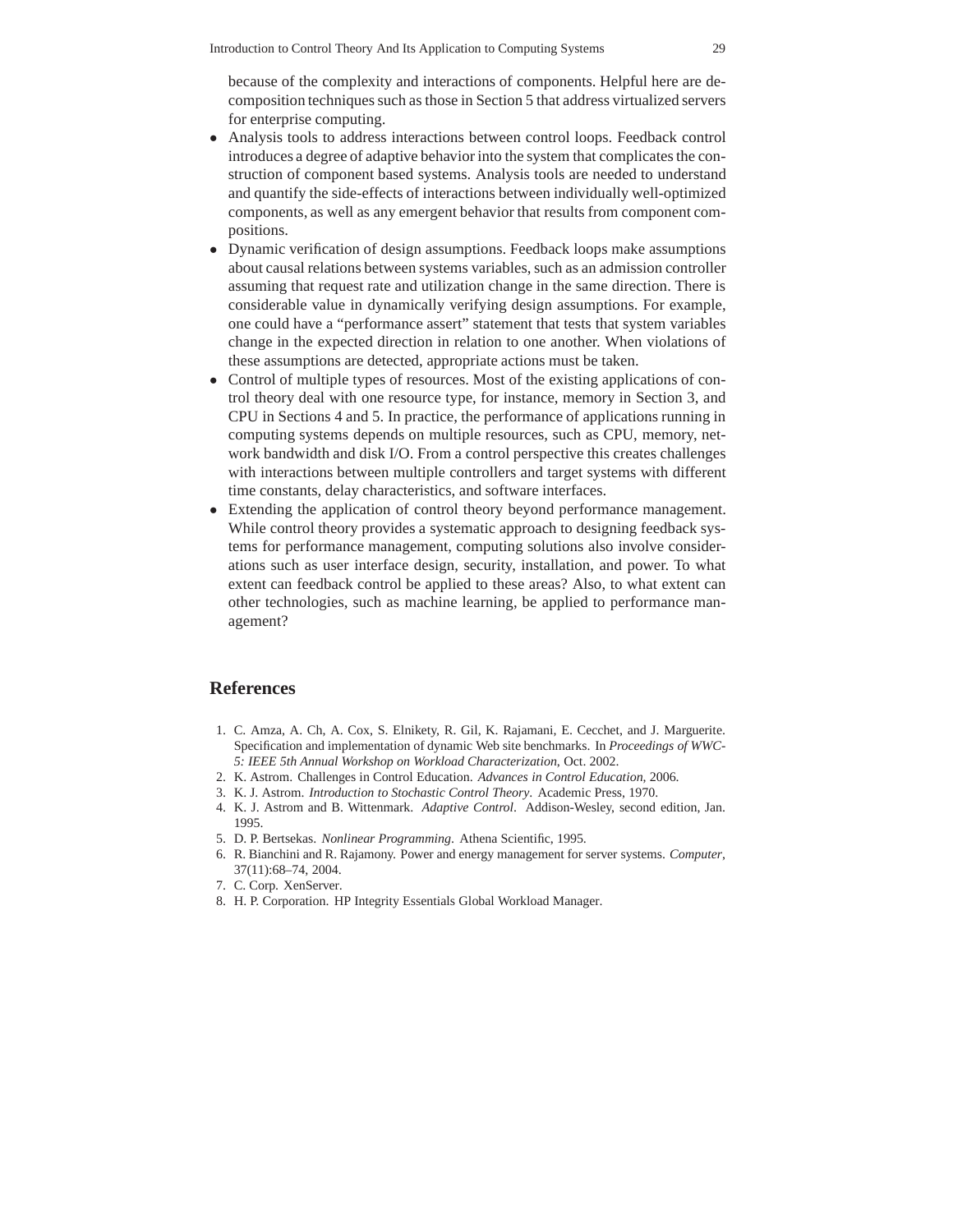because of the complexity and interactions of components. Helpful here are decomposition techniques such as those in Section 5 that address virtualized servers for enterprise computing.

- Analysis tools to address interactions between control loops. Feedback control introduces a degree of adaptive behavior into the system that complicates the construction of component based systems. Analysis tools are needed to understand and quantify the side-effects of interactions between individually well-optimized components, as well as any emergent behavior that results from component compositions.
- Dynamic verification of design assumptions. Feedback loops make assumptions about causal relations between systems variables, such as an admission controller assuming that request rate and utilization change in the same direction. There is considerable value in dynamically verifying design assumptions. For example, one could have a "performance assert" statement that tests that system variables change in the expected direction in relation to one another. When violations of these assumptions are detected, appropriate actions must be taken.
- Control of multiple types of resources. Most of the existing applications of control theory deal with one resource type, for instance, memory in Section 3, and CPU in Sections 4 and 5. In practice, the performance of applications running in computing systems depends on multiple resources, such as CPU, memory, network bandwidth and disk I/O. From a control perspective this creates challenges with interactions between multiple controllers and target systems with different time constants, delay characteristics, and software interfaces.
- Extending the application of control theory beyond performance management. While control theory provides a systematic approach to designing feedback systems for performance management, computing solutions also involve considerations such as user interface design, security, installation, and power. To what extent can feedback control be applied to these areas? Also, to what extent can other technologies, such as machine learning, be applied to performance management?

## References

1. C. Amza, A. Ch, A. Cox, S. Elnikety, R. Gil, K. Rajamani, E. Cecchet, and J. Marguerite. Specification and implementation of dynamic Web site benchmarks. In *Proceedings of WWC-5: IEEE 5th Annual Workshop on Workload Characterization*, Oct. 2002.
2. K. Astrom. Challenges in Control Education. *Advances in Control Education*, 2006.
3. K. J. Astrom. *Introduction to Stochastic Control Theory*. Academic Press, 1970.
4. K. J. Astrom and B. Wittenmark. *Adaptive Control*. Addison-Wesley, second edition, Jan. 1995.
5. D. P. Bertsekas. *Nonlinear Programming*. Athena Scientific, 1995.
6. R. Bianchini and R. Rajamony. Power and energy management for server systems. *Computer*, 37(11):68–74, 2004.
7. C. Corp. XenServer.
8. H. P. Corporation. HP Integrity Essentials Global Workload Manager.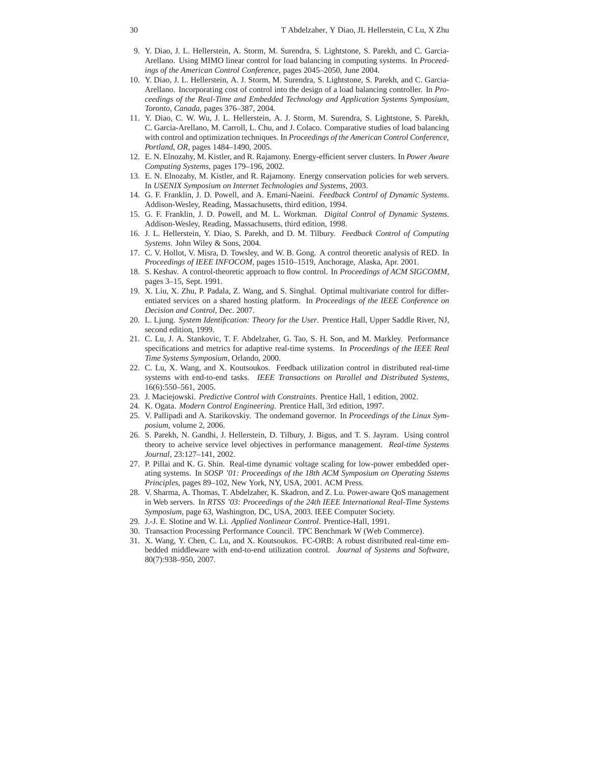9. Y. Diao, J. L. Hellerstein, A. Storm, M. Surendra, S. Lightstone, S. Parekh, and C. Garcia-Arellano. Using MIMO linear control for load balancing in computing systems. In *Proceedings of the American Control Conference*, pages 2045–2050, June 2004.
10. Y. Diao, J. L. Hellerstein, A. J. Storm, M. Surendra, S. Lightstone, S. Parekh, and C. Garcia-Arellano. Incorporating cost of control into the design of a load balancing controller. In *Proceedings of the Real-Time and Embedded Technology and Application Systems Symposium, Toronto, Canada*, pages 376–387, 2004.
11. Y. Diao, C. W. Wu, J. L. Hellerstein, A. J. Storm, M. Surendra, S. Lightstone, S. Parekh, C. Garcia-Arellano, M. Carroll, L. Chu, and J. Colaco. Comparative studies of load balancing with control and optimization techniques. In *Proceedings of the American Control Conference, Portland, OR*, pages 1484–1490, 2005.
12. E. N. Elnozahy, M. Kistler, and R. Rajamony. Energy-efficient server clusters. In *Power Aware Computing Systems*, pages 179–196, 2002.
13. E. N. Elnozahy, M. Kistler, and R. Rajamony. Energy conservation policies for web servers. In *USENIX Symposium on Internet Technologies and Systems*, 2003.
14. G. F. Franklin, J. D. Powell, and A. Emani-Naeini. *Feedback Control of Dynamic Systems*. Addison-Wesley, Reading, Massachusetts, third edition, 1994.
15. G. F. Franklin, J. D. Powell, and M. L. Workman. *Digital Control of Dynamic Systems*. Addison-Wesley, Reading, Massachusetts, third edition, 1998.
16. J. L. Hellerstein, Y. Diao, S. Parekh, and D. M. Tilbury. *Feedback Control of Computing Systems*. John Wiley & Sons, 2004.
17. C. V. Hollot, V. Misra, D. Towsley, and W. B. Gong. A control theoretic analysis of RED. In *Proceedings of IEEE INFOCOM*, pages 1510–1519, Anchorage, Alaska, Apr. 2001.
18. S. Keshav. A control-theoretic approach to flow control. In *Proceedings of ACM SIGCOMM*, pages 3–15, Sept. 1991.
19. X. Liu, X. Zhu, P. Padala, Z. Wang, and S. Singhal. Optimal multivariate control for differentiated services on a shared hosting platform. In *Proceedings of the IEEE Conference on Decision and Control*, Dec. 2007.
20. L. Ljung. *System Identification: Theory for the User*. Prentice Hall, Upper Saddle River, NJ, second edition, 1999.
21. C. Lu, J. A. Stankovic, T. F. Abdelzaher, G. Tao, S. H. Son, and M. Markley. Performance specifications and metrics for adaptive real-time systems. In *Proceedings of the IEEE Real Time Systems Symposium*, Orlando, 2000.
22. C. Lu, X. Wang, and X. Koutsoukos. Feedback utilization control in distributed real-time systems with end-to-end tasks. *IEEE Transactions on Parallel and Distributed Systems*, 16(6):550–561, 2005.
23. J. Maciejowski. *Predictive Control with Constraints*. Prentice Hall, 1 edition, 2002.
24. K. Ogata. *Modern Control Engineering*. Prentice Hall, 3rd edition, 1997.
25. V. Pallipadi and A. Starikovskiy. The ondemand governor. In *Proceedings of the Linux Symposium*, volume 2, 2006.
26. S. Parekh, N. Gandhi, J. Hellerstein, D. Tilbury, J. Bigus, and T. S. Jayram. Using control theory to acheive service level objectives in performance management. *Real-time Systems Journal*, 23:127–141, 2002.
27. P. Pillai and K. G. Shin. Real-time dynamic voltage scaling for low-power embedded operating systems. In *SOSP '01: Proceedings of the 18th ACM Symposium on Operating Sstems Principles*, pages 89–102, New York, NY, USA, 2001. ACM Press.
28. V. Sharma, A. Thomas, T. Abdelzaher, K. Skadron, and Z. Lu. Power-aware QoS management in Web servers. In *RTSS '03: Proceedings of the 24th IEEE International Real-Time Systems Symposium*, page 63, Washington, DC, USA, 2003. IEEE Computer Society.
29. J.-J. E. Slotine and W. Li. *Applied Nonlinear Control*. Prentice-Hall, 1991.
30. Transaction Processing Performance Council. TPC Benchmark W (Web Commerce).
31. X. Wang, Y. Chen, C. Lu, and X. Koutsoukos. FC-ORB: A robust distributed real-time embedded middleware with end-to-end utilization control. *Journal of Systems and Software*, 80(7):938–950, 2007.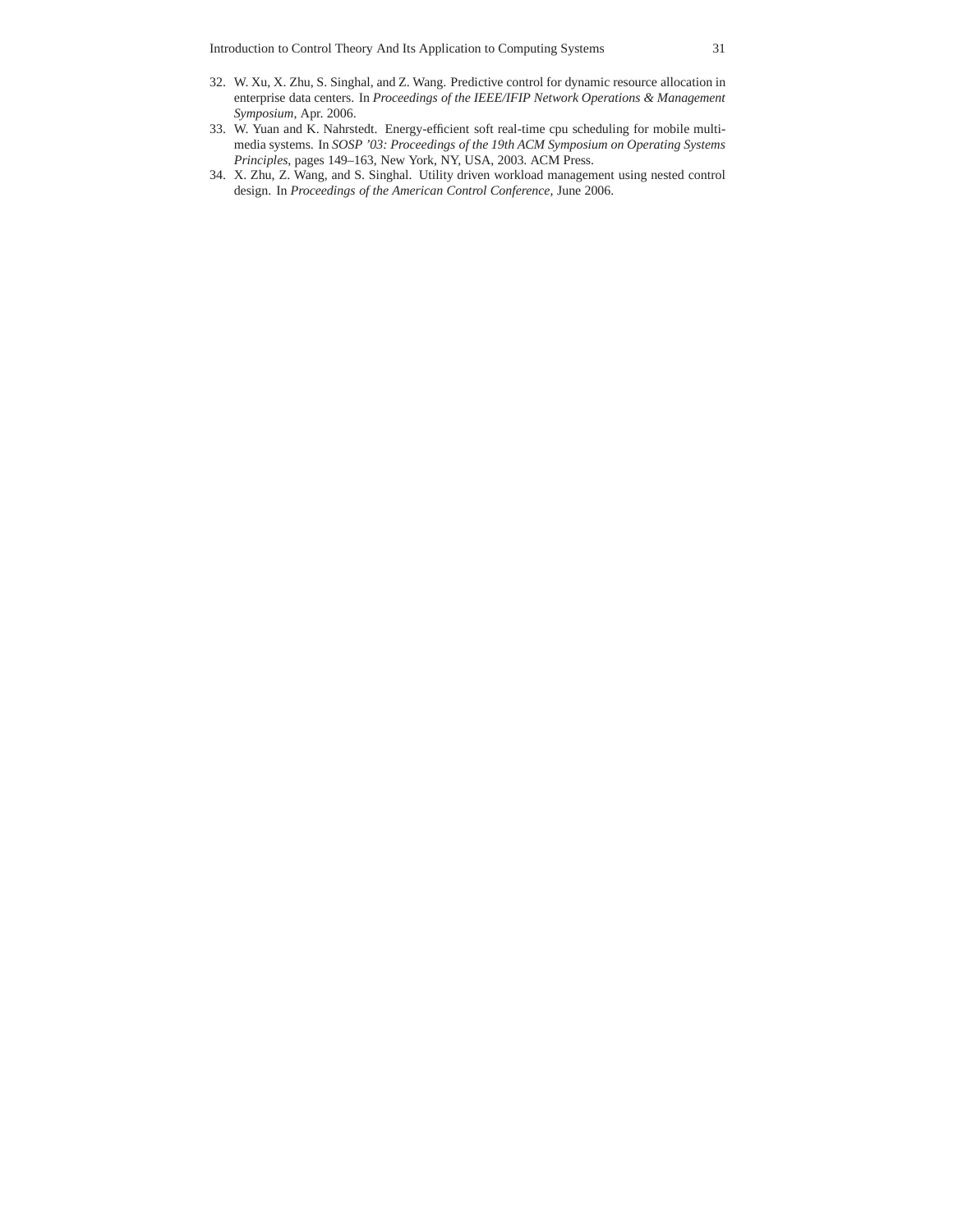32. W. Xu, X. Zhu, S. Singhal, and Z. Wang. Predictive control for dynamic resource allocation in enterprise data centers. In *Proceedings of the IEEE/IFIP Network Operations & Management Symposium*, Apr. 2006.
33. W. Yuan and K. Nahrstedt. Energy-efficient soft real-time cpu scheduling for mobile multimedia systems. In *SOSP '03: Proceedings of the 19th ACM Symposium on Operating Systems Principles*, pages 149–163, New York, NY, USA, 2003. ACM Press.
34. X. Zhu, Z. Wang, and S. Singhal. Utility driven workload management using nested control design. In *Proceedings of the American Control Conference*, June 2006.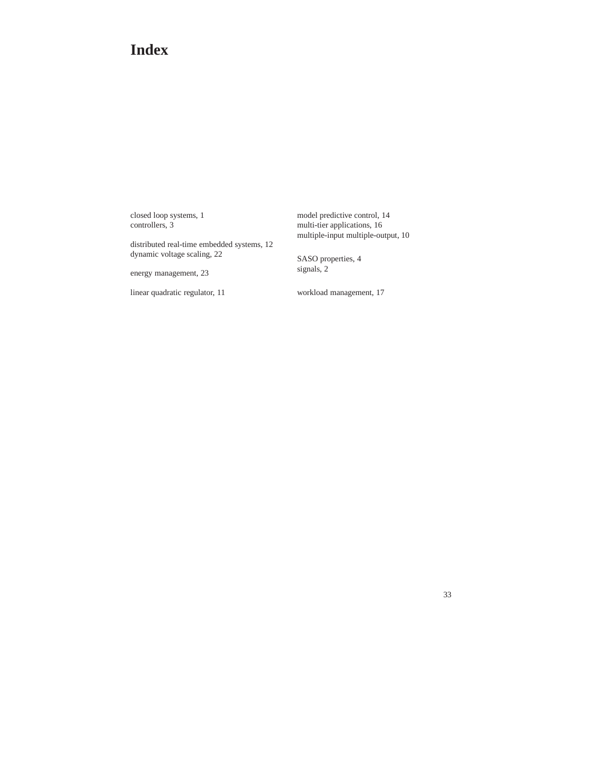# Index

closed loop systems, 1
controllers, 3

distributed real-time embedded systems, 12
dynamic voltage scaling, 22

energy management, 23

linear quadratic regulator, 11

model predictive control, 14
multi-tier applications, 16
multiple-input multiple-output, 10

SASO properties, 4
signals, 2

workload management, 17